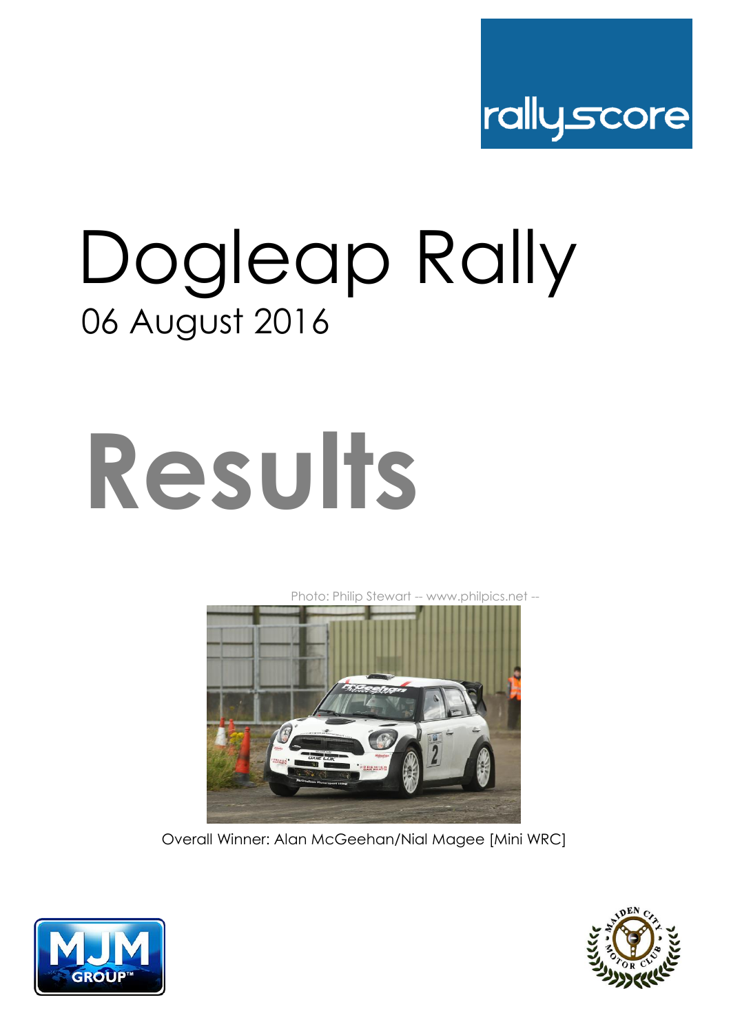rallyscore

# Dogleap Rally

06 August 2016

# Results

Photo: Philip Stewart -- www.philpics.net --

Overall Winner: Alan McGeehan/Nial Magee [Mini WRC]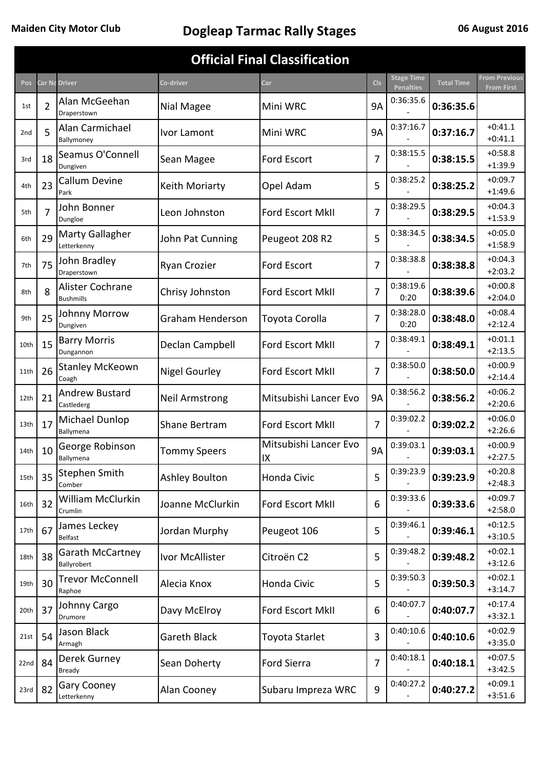Maiden City Motor Club

# Dogleap Tarmac Rally Stages

06 August 2016

## Official Final Classification

| Pos | Car No | Driver | Co-driver | Car | Cls | Stage Time / Penalties | Total Time | From Previous / From First |
|---|---|---|---|---|---|---|---|---|
| 1st | 2 | Alan McGeehan<br>Draperstown | Nial Magee | Mini WRC | 9A | 0:36:35.6<br>- | **0:36:35.6** | |
| 2nd | 5 | Alan Carmichael<br>Ballymoney | Ivor Lamont | Mini WRC | 9A | 0:37:16.7<br>- | **0:37:16.7** | +0:41.1<br>+0:41.1 |
| 3rd | 18 | Seamus O'Connell<br>Dungiven | Sean Magee | Ford Escort | 7 | 0:38:15.5<br>- | **0:38:15.5** | +0:58.8<br>+1:39.9 |
| 4th | 23 | Callum Devine<br>Park | Keith Moriarty | Opel Adam | 5 | 0:38:25.2<br>- | **0:38:25.2** | +0:09.7<br>+1:49.6 |
| 5th | 7 | John Bonner<br>Dungloe | Leon Johnston | Ford Escort MkII | 7 | 0:38:29.5<br>- | **0:38:29.5** | +0:04.3<br>+1:53.9 |
| 6th | 29 | Marty Gallagher<br>Letterkenny | John Pat Cunning | Peugeot 208 R2 | 5 | 0:38:34.5<br>- | **0:38:34.5** | +0:05.0<br>+1:58.9 |
| 7th | 75 | John Bradley<br>Draperstown | Ryan Crozier | Ford Escort | 7 | 0:38:38.8<br>- | **0:38:38.8** | +0:04.3<br>+2:03.2 |
| 8th | 8 | Alister Cochrane<br>Bushmills | Chrisy Johnston | Ford Escort MkII | 7 | 0:38:19.6<br>0:20 | **0:38:39.6** | +0:00.8<br>+2:04.0 |
| 9th | 25 | Johnny Morrow<br>Dungiven | Graham Henderson | Toyota Corolla | 7 | 0:38:28.0<br>0:20 | **0:38:48.0** | +0:08.4<br>+2:12.4 |
| 10th | 15 | Barry Morris<br>Dungannon | Declan Campbell | Ford Escort MkII | 7 | 0:38:49.1<br>- | **0:38:49.1** | +0:01.1<br>+2:13.5 |
| 11th | 26 | Stanley McKeown<br>Coagh | Nigel Gourley | Ford Escort MkII | 7 | 0:38:50.0<br>- | **0:38:50.0** | +0:00.9<br>+2:14.4 |
| 12th | 21 | Andrew Bustard<br>Castlederg | Neil Armstrong | Mitsubishi Lancer Evo | 9A | 0:38:56.2<br>- | **0:38:56.2** | +0:06.2<br>+2:20.6 |
| 13th | 17 | Michael Dunlop<br>Ballymena | Shane Bertram | Ford Escort MkII | 7 | 0:39:02.2<br>- | **0:39:02.2** | +0:06.0<br>+2:26.6 |
| 14th | 10 | George Robinson<br>Ballymena | Tommy Speers | Mitsubishi Lancer Evo IX | 9A | 0:39:03.1<br>- | **0:39:03.1** | +0:00.9<br>+2:27.5 |
| 15th | 35 | Stephen Smith<br>Comber | Ashley Boulton | Honda Civic | 5 | 0:39:23.9<br>- | **0:39:23.9** | +0:20.8<br>+2:48.3 |
| 16th | 32 | William McClurkin<br>Crumlin | Joanne McClurkin | Ford Escort MkII | 6 | 0:39:33.6<br>- | **0:39:33.6** | +0:09.7<br>+2:58.0 |
| 17th | 67 | James Leckey<br>Belfast | Jordan Murphy | Peugeot 106 | 5 | 0:39:46.1<br>- | **0:39:46.1** | +0:12.5<br>+3:10.5 |
| 18th | 38 | Garath McCartney<br>Ballyrobert | Ivor McAllister | Citroën C2 | 5 | 0:39:48.2<br>- | **0:39:48.2** | +0:02.1<br>+3:12.6 |
| 19th | 30 | Trevor McConnell<br>Raphoe | Alecia Knox | Honda Civic | 5 | 0:39:50.3<br>- | **0:39:50.3** | +0:02.1<br>+3:14.7 |
| 20th | 37 | Johnny Cargo<br>Drumore | Davy McElroy | Ford Escort MkII | 6 | 0:40:07.7<br>- | **0:40:07.7** | +0:17.4<br>+3:32.1 |
| 21st | 54 | Jason Black<br>Armagh | Gareth Black | Toyota Starlet | 3 | 0:40:10.6<br>- | **0:40:10.6** | +0:02.9<br>+3:35.0 |
| 22nd | 84 | Derek Gurney<br>Bready | Sean Doherty | Ford Sierra | 7 | 0:40:18.1<br>- | **0:40:18.1** | +0:07.5<br>+3:42.5 |
| 23rd | 82 | Gary Cooney<br>Letterkenny | Alan Cooney | Subaru Impreza WRC | 9 | 0:40:27.2<br>- | **0:40:27.2** | +0:09.1<br>+3:51.6 |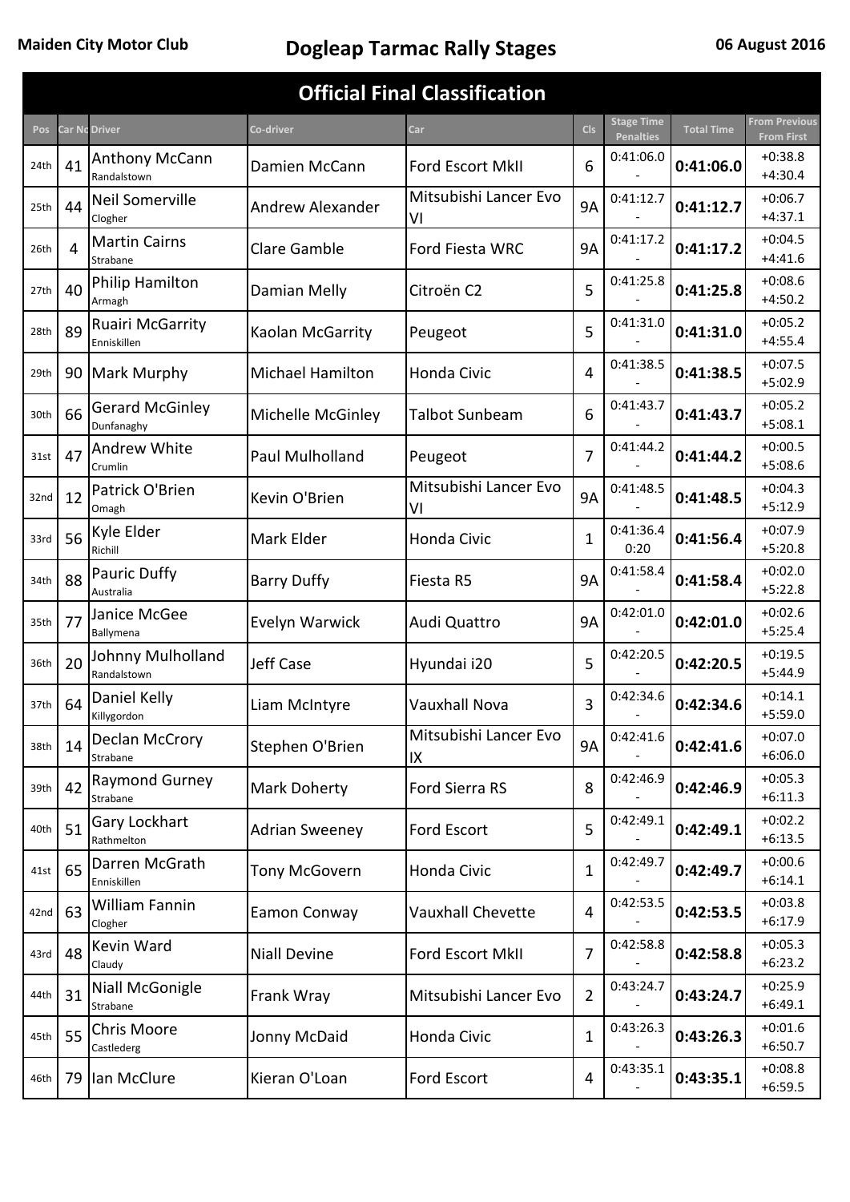Maiden City Motor Club

# Dogleap Tarmac Rally Stages

06 August 2016

## Official Final Classification

| Pos | Car No | Driver | Co-driver | Car | Cls | Stage Time<br>Penalties | Total Time | From Previous<br>From First |
|---|---|---|---|---|---|---|---|---|
| 24th | 41 | Anthony McCann<br>Randalstown | Damien McCann | Ford Escort MkII | 6 | 0:41:06.0<br>- | **0:41:06.0** | +0:38.8<br>+4:30.4 |
| 25th | 44 | Neil Somerville<br>Clogher | Andrew Alexander | Mitsubishi Lancer Evo VI | 9A | 0:41:12.7<br>- | **0:41:12.7** | +0:06.7<br>+4:37.1 |
| 26th | 4 | Martin Cairns<br>Strabane | Clare Gamble | Ford Fiesta WRC | 9A | 0:41:17.2<br>- | **0:41:17.2** | +0:04.5<br>+4:41.6 |
| 27th | 40 | Philip Hamilton<br>Armagh | Damian Melly | Citroën C2 | 5 | 0:41:25.8<br>- | **0:41:25.8** | +0:08.6<br>+4:50.2 |
| 28th | 89 | Ruairi McGarrity<br>Enniskillen | Kaolan McGarrity | Peugeot | 5 | 0:41:31.0<br>- | **0:41:31.0** | +0:05.2<br>+4:55.4 |
| 29th | 90 | Mark Murphy | Michael Hamilton | Honda Civic | 4 | 0:41:38.5<br>- | **0:41:38.5** | +0:07.5<br>+5:02.9 |
| 30th | 66 | Gerard McGinley<br>Dunfanaghy | Michelle McGinley | Talbot Sunbeam | 6 | 0:41:43.7<br>- | **0:41:43.7** | +0:05.2<br>+5:08.1 |
| 31st | 47 | Andrew White<br>Crumlin | Paul Mulholland | Peugeot | 7 | 0:41:44.2<br>- | **0:41:44.2** | +0:00.5<br>+5:08.6 |
| 32nd | 12 | Patrick O'Brien<br>Omagh | Kevin O'Brien | Mitsubishi Lancer Evo VI | 9A | 0:41:48.5<br>- | **0:41:48.5** | +0:04.3<br>+5:12.9 |
| 33rd | 56 | Kyle Elder<br>Richill | Mark Elder | Honda Civic | 1 | 0:41:36.4<br>0:20 | **0:41:56.4** | +0:07.9<br>+5:20.8 |
| 34th | 88 | Pauric Duffy<br>Australia | Barry Duffy | Fiesta R5 | 9A | 0:41:58.4<br>- | **0:41:58.4** | +0:02.0<br>+5:22.8 |
| 35th | 77 | Janice McGee<br>Ballymena | Evelyn Warwick | Audi Quattro | 9A | 0:42:01.0<br>- | **0:42:01.0** | +0:02.6<br>+5:25.4 |
| 36th | 20 | Johnny Mulholland<br>Randalstown | Jeff Case | Hyundai i20 | 5 | 0:42:20.5<br>- | **0:42:20.5** | +0:19.5<br>+5:44.9 |
| 37th | 64 | Daniel Kelly<br>Killygordon | Liam McIntyre | Vauxhall Nova | 3 | 0:42:34.6<br>- | **0:42:34.6** | +0:14.1<br>+5:59.0 |
| 38th | 14 | Declan McCrory<br>Strabane | Stephen O'Brien | Mitsubishi Lancer Evo IX | 9A | 0:42:41.6<br>- | **0:42:41.6** | +0:07.0<br>+6:06.0 |
| 39th | 42 | Raymond Gurney<br>Strabane | Mark Doherty | Ford Sierra RS | 8 | 0:42:46.9<br>- | **0:42:46.9** | +0:05.3<br>+6:11.3 |
| 40th | 51 | Gary Lockhart<br>Rathmelton | Adrian Sweeney | Ford Escort | 5 | 0:42:49.1<br>- | **0:42:49.1** | +0:02.2<br>+6:13.5 |
| 41st | 65 | Darren McGrath<br>Enniskillen | Tony McGovern | Honda Civic | 1 | 0:42:49.7<br>- | **0:42:49.7** | +0:00.6<br>+6:14.1 |
| 42nd | 63 | William Fannin<br>Clogher | Eamon Conway | Vauxhall Chevette | 4 | 0:42:53.5<br>- | **0:42:53.5** | +0:03.8<br>+6:17.9 |
| 43rd | 48 | Kevin Ward<br>Claudy | Niall Devine | Ford Escort MkII | 7 | 0:42:58.8<br>- | **0:42:58.8** | +0:05.3<br>+6:23.2 |
| 44th | 31 | Niall McGonigle<br>Strabane | Frank Wray | Mitsubishi Lancer Evo | 2 | 0:43:24.7<br>- | **0:43:24.7** | +0:25.9<br>+6:49.1 |
| 45th | 55 | Chris Moore<br>Castlederg | Jonny McDaid | Honda Civic | 1 | 0:43:26.3<br>- | **0:43:26.3** | +0:01.6<br>+6:50.7 |
| 46th | 79 | Ian McClure | Kieran O'Loan | Ford Escort | 4 | 0:43:35.1<br>- | **0:43:35.1** | +0:08.8<br>+6:59.5 |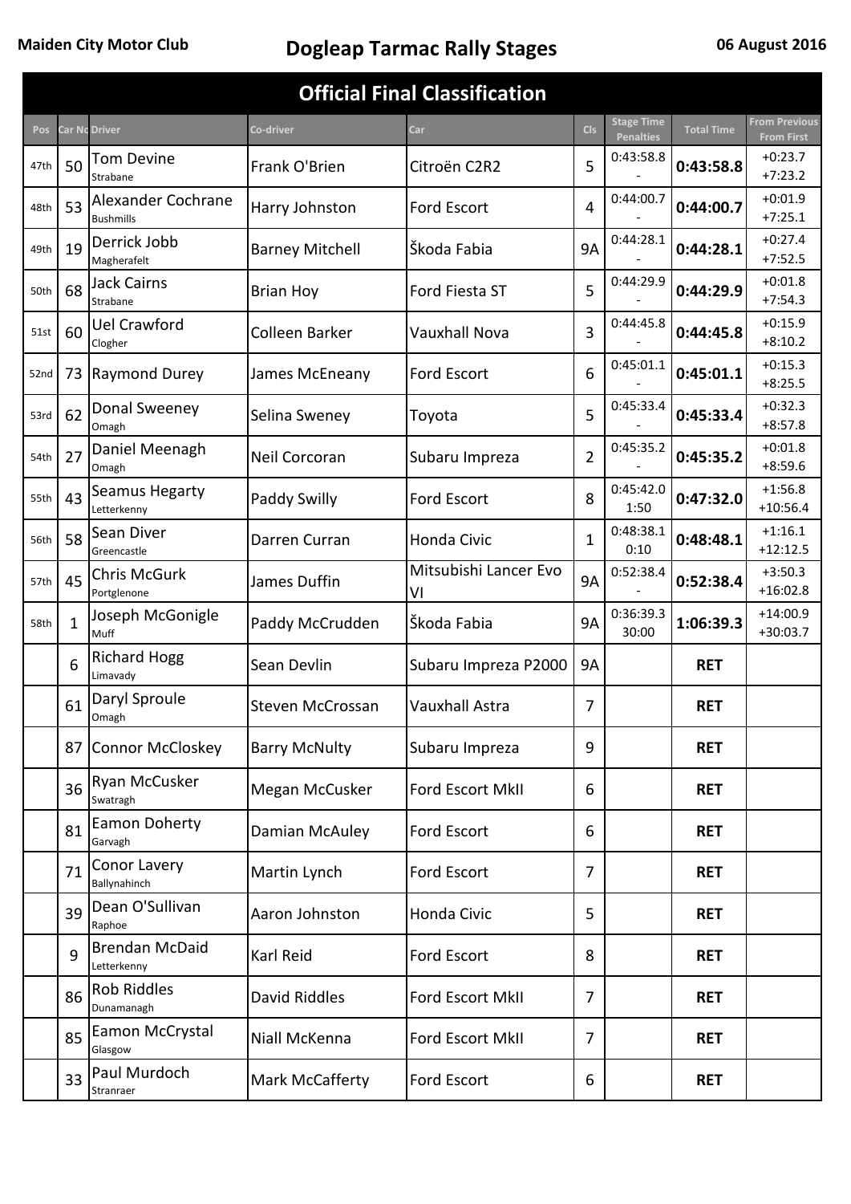Maiden City Motor Club

# Dogleap Tarmac Rally Stages

06 August 2016

## Official Final Classification

| Pos | Car No | Driver | Co-driver | Car | Cls | Stage Time Penalties | Total Time | From Previous From First |
|---|---|---|---|---|---|---|---|---|
| 47th | 50 | Tom Devine Strabane | Frank O'Brien | Citroën C2R2 | 5 | 0:43:58.8 - | **0:43:58.8** | +0:23.7 +7:23.2 |
| 48th | 53 | Alexander Cochrane Bushmills | Harry Johnston | Ford Escort | 4 | 0:44:00.7 - | **0:44:00.7** | +0:01.9 +7:25.1 |
| 49th | 19 | Derrick Jobb Magherafelt | Barney Mitchell | Škoda Fabia | 9A | 0:44:28.1 - | **0:44:28.1** | +0:27.4 +7:52.5 |
| 50th | 68 | Jack Cairns Strabane | Brian Hoy | Ford Fiesta ST | 5 | 0:44:29.9 - | **0:44:29.9** | +0:01.8 +7:54.3 |
| 51st | 60 | Uel Crawford Clogher | Colleen Barker | Vauxhall Nova | 3 | 0:44:45.8 - | **0:44:45.8** | +0:15.9 +8:10.2 |
| 52nd | 73 | Raymond Durey | James McEneany | Ford Escort | 6 | 0:45:01.1 - | **0:45:01.1** | +0:15.3 +8:25.5 |
| 53rd | 62 | Donal Sweeney Omagh | Selina Sweney | Toyota | 5 | 0:45:33.4 - | **0:45:33.4** | +0:32.3 +8:57.8 |
| 54th | 27 | Daniel Meenagh Omagh | Neil Corcoran | Subaru Impreza | 2 | 0:45:35.2 - | **0:45:35.2** | +0:01.8 +8:59.6 |
| 55th | 43 | Seamus Hegarty Letterkenny | Paddy Swilly | Ford Escort | 8 | 0:45:42.0 1:50 | **0:47:32.0** | +1:56.8 +10:56.4 |
| 56th | 58 | Sean Diver Greencastle | Darren Curran | Honda Civic | 1 | 0:48:38.1 0:10 | **0:48:48.1** | +1:16.1 +12:12.5 |
| 57th | 45 | Chris McGurk Portglenone | James Duffin | Mitsubishi Lancer Evo VI | 9A | 0:52:38.4 - | **0:52:38.4** | +3:50.3 +16:02.8 |
| 58th | 1 | Joseph McGonigle Muff | Paddy McCrudden | Škoda Fabia | 9A | 0:36:39.3 30:00 | **1:06:39.3** | +14:00.9 +30:03.7 |
| | 6 | Richard Hogg Limavady | Sean Devlin | Subaru Impreza P2000 | 9A | | **RET** | |
| | 61 | Daryl Sproule Omagh | Steven McCrossan | Vauxhall Astra | 7 | | **RET** | |
| | 87 | Connor McCloskey | Barry McNulty | Subaru Impreza | 9 | | **RET** | |
| | 36 | Ryan McCusker Swatragh | Megan McCusker | Ford Escort MkII | 6 | | **RET** | |
| | 81 | Eamon Doherty Garvagh | Damian McAuley | Ford Escort | 6 | | **RET** | |
| | 71 | Conor Lavery Ballynahinch | Martin Lynch | Ford Escort | 7 | | **RET** | |
| | 39 | Dean O'Sullivan Raphoe | Aaron Johnston | Honda Civic | 5 | | **RET** | |
| | 9 | Brendan McDaid Letterkenny | Karl Reid | Ford Escort | 8 | | **RET** | |
| | 86 | Rob Riddles Dunamanagh | David Riddles | Ford Escort MkII | 7 | | **RET** | |
| | 85 | Eamon McCrystal Glasgow | Niall McKenna | Ford Escort MkII | 7 | | **RET** | |
| | 33 | Paul Murdoch Stranraer | Mark McCafferty | Ford Escort | 6 | | **RET** | |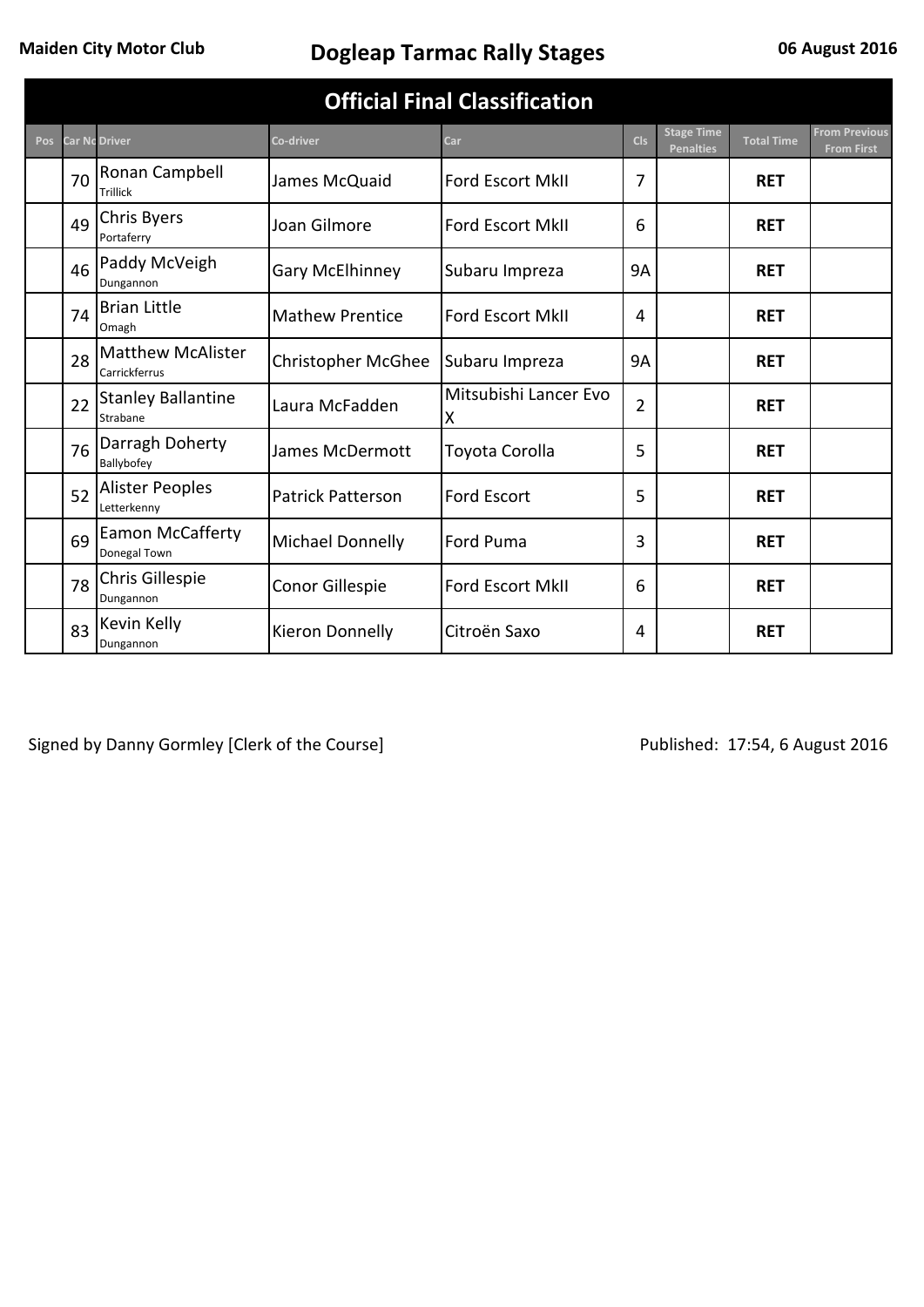Maiden City Motor Club

# Dogleap Tarmac Rally Stages

06 August 2016

## Official Final Classification

| Pos | Car No | Driver | Co-driver | Car | Cls | Stage Time Penalties | Total Time | From Previous From First |
|---|---|---|---|---|---|---|---|---|
| | 70 | Ronan Campbell Trillick | James McQuaid | Ford Escort MkII | 7 | | **RET** | |
| | 49 | Chris Byers Portaferry | Joan Gilmore | Ford Escort MkII | 6 | | **RET** | |
| | 46 | Paddy McVeigh Dungannon | Gary McElhinney | Subaru Impreza | 9A | | **RET** | |
| | 74 | Brian Little Omagh | Mathew Prentice | Ford Escort MkII | 4 | | **RET** | |
| | 28 | Matthew McAlister Carrickfergus | Christopher McGhee | Subaru Impreza | 9A | | **RET** | |
| | 22 | Stanley Ballantine Strabane | Laura McFadden | Mitsubishi Lancer Evo X | 2 | | **RET** | |
| | 76 | Darragh Doherty Ballybofey | James McDermott | Toyota Corolla | 5 | | **RET** | |
| | 52 | Alister Peoples Letterkenny | Patrick Patterson | Ford Escort | 5 | | **RET** | |
| | 69 | Eamon McCafferty Donegal Town | Michael Donnelly | Ford Puma | 3 | | **RET** | |
| | 78 | Chris Gillespie Dungannon | Conor Gillespie | Ford Escort MkII | 6 | | **RET** | |
| | 83 | Kevin Kelly Dungannon | Kieron Donnelly | Citroën Saxo | 4 | | **RET** | |

Signed by Danny Gormley [Clerk of the Course]

Published: 17:54, 6 August 2016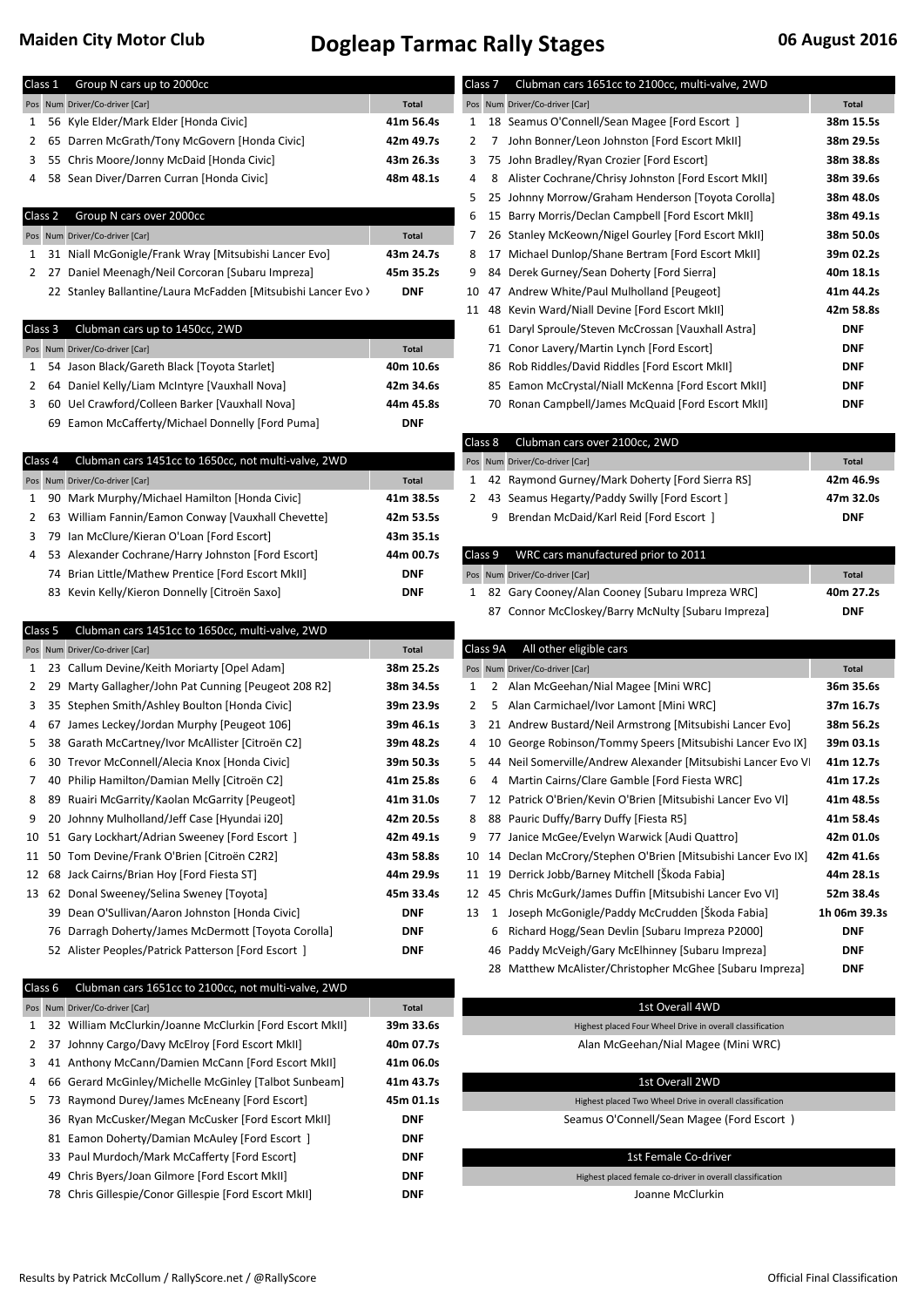**Maiden City Motor Club**

# Dogleap Tarmac Rally Stages

**06 August 2016**

## Class 1 Group N cars up to 2000cc

| Pos | Num | Driver/Co-driver [Car] | Total |
|---|---|---|---|
| 1 | 56 | Kyle Elder/Mark Elder [Honda Civic] | 41m 56.4s |
| 2 | 65 | Darren McGrath/Tony McGovern [Honda Civic] | 42m 49.7s |
| 3 | 55 | Chris Moore/Jonny McDaid [Honda Civic] | 43m 26.3s |
| 4 | 58 | Sean Diver/Darren Curran [Honda Civic] | 48m 48.1s |

## Class 2 Group N cars over 2000cc

| Pos | Num | Driver/Co-driver [Car] | Total |
|---|---|---|---|
| 1 | 31 | Niall McGonigle/Frank Wray [Mitsubishi Lancer Evo] | 43m 24.7s |
| 2 | 27 | Daniel Meenagh/Neil Corcoran [Subaru Impreza] | 45m 35.2s |
| | 22 | Stanley Ballantine/Laura McFadden [Mitsubishi Lancer Evo X | DNF |

## Class 3 Clubman cars up to 1450cc, 2WD

| Pos | Num | Driver/Co-driver [Car] | Total |
|---|---|---|---|
| 1 | 54 | Jason Black/Gareth Black [Toyota Starlet] | 40m 10.6s |
| 2 | 64 | Daniel Kelly/Liam McIntyre [Vauxhall Nova] | 42m 34.6s |
| 3 | 60 | Uel Crawford/Colleen Barker [Vauxhall Nova] | 44m 45.8s |
| | 69 | Eamon McCafferty/Michael Donnelly [Ford Puma] | DNF |

## Class 4 Clubman cars 1451cc to 1650cc, not multi-valve, 2WD

| Pos | Num | Driver/Co-driver [Car] | Total |
|---|---|---|---|
| 1 | 90 | Mark Murphy/Michael Hamilton [Honda Civic] | 41m 38.5s |
| 2 | 63 | William Fannin/Eamon Conway [Vauxhall Chevette] | 42m 53.5s |
| 3 | 79 | Ian McClure/Kieran O'Loan [Ford Escort] | 43m 35.1s |
| 4 | 53 | Alexander Cochrane/Harry Johnston [Ford Escort] | 44m 00.7s |
| | 74 | Brian Little/Mathew Prentice [Ford Escort MkII] | DNF |
| | 83 | Kevin Kelly/Kieron Donnelly [Citroën Saxo] | DNF |

## Class 5 Clubman cars 1451cc to 1650cc, multi-valve, 2WD

| Pos | Num | Driver/Co-driver [Car] | Total |
|---|---|---|---|
| 1 | 23 | Callum Devine/Keith Moriarty [Opel Adam] | 38m 25.2s |
| 2 | 29 | Marty Gallagher/John Pat Cunning [Peugeot 208 R2] | 38m 34.5s |
| 3 | 35 | Stephen Smith/Ashley Boulton [Honda Civic] | 39m 23.9s |
| 4 | 67 | James Leckey/Jordan Murphy [Peugeot 106] | 39m 46.1s |
| 5 | 38 | Garath McCartney/Ivor McAllister [Citroën C2] | 39m 48.2s |
| 6 | 30 | Trevor McConnell/Alecia Knox [Honda Civic] | 39m 50.3s |
| 7 | 40 | Philip Hamilton/Damian Melly [Citroën C2] | 41m 25.8s |
| 8 | 89 | Ruairi McGarrity/Kaolan McGarrity [Peugeot] | 41m 31.0s |
| 9 | 20 | Johnny Mulholland/Jeff Case [Hyundai i20] | 42m 20.5s |
| 10 | 51 | Gary Lockhart/Adrian Sweeney [Ford Escort ] | 42m 49.1s |
| 11 | 50 | Tom Devine/Frank O'Brien [Citroën C2R2] | 43m 58.8s |
| 12 | 68 | Jack Cairns/Brian Hoy [Ford Fiesta ST] | 44m 29.9s |
| 13 | 62 | Donal Sweeney/Selina Sweney [Toyota] | 45m 33.4s |
| | 39 | Dean O'Sullivan/Aaron Johnston [Honda Civic] | DNF |
| | 76 | Darragh Doherty/James McDermott [Toyota Corolla] | DNF |
| | 52 | Alister Peoples/Patrick Patterson [Ford Escort ] | DNF |

## Class 6 Clubman cars 1651cc to 2100cc, not multi-valve, 2WD

| Pos | Num | Driver/Co-driver [Car] | Total |
|---|---|---|---|
| 1 | 32 | William McClurkin/Joanne McClurkin [Ford Escort MkII] | 39m 33.6s |
| 2 | 37 | Johnny Cargo/Davy McElroy [Ford Escort MkII] | 40m 07.7s |
| 3 | 41 | Anthony McCann/Damien McCann [Ford Escort MkII] | 41m 06.0s |
| 4 | 66 | Gerard McGinley/Michelle McGinley [Talbot Sunbeam] | 41m 43.7s |
| 5 | 73 | Raymond Durey/James McEneany [Ford Escort] | 45m 01.1s |
| | 36 | Ryan McCusker/Megan McCusker [Ford Escort MkII] | DNF |
| | 81 | Eamon Doherty/Damian McAuley [Ford Escort ] | DNF |
| | 33 | Paul Murdoch/Mark McCafferty [Ford Escort] | DNF |
| | 49 | Chris Byers/Joan Gilmore [Ford Escort MkII] | DNF |
| | 78 | Chris Gillespie/Conor Gillespie [Ford Escort MkII] | DNF |

## Class 7 Clubman cars 1651cc to 2100cc, multi-valve, 2WD

| Pos | Num | Driver/Co-driver [Car] | Total |
|---|---|---|---|
| 1 | 18 | Seamus O'Connell/Sean Magee [Ford Escort ] | 38m 15.5s |
| 2 | 7 | John Bonner/Leon Johnston [Ford Escort MkII] | 38m 29.5s |
| 3 | 75 | John Bradley/Ryan Crozier [Ford Escort] | 38m 38.8s |
| 4 | 8 | Alister Cochrane/Chrisy Johnston [Ford Escort MkII] | 38m 39.6s |
| 5 | 25 | Johnny Morrow/Graham Henderson [Toyota Corolla] | 38m 48.0s |
| 6 | 15 | Barry Morris/Declan Campbell [Ford Escort MkII] | 38m 49.1s |
| 7 | 26 | Stanley McKeown/Nigel Gourley [Ford Escort MkII] | 38m 50.0s |
| 8 | 17 | Michael Dunlop/Shane Bertram [Ford Escort MkII] | 39m 02.2s |
| 9 | 84 | Derek Gurney/Sean Doherty [Ford Sierra] | 40m 18.1s |
| 10 | 47 | Andrew White/Paul Mulholland [Peugeot] | 41m 44.2s |
| 11 | 48 | Kevin Ward/Niall Devine [Ford Escort MkII] | 42m 58.8s |
| | 61 | Daryl Sproule/Steven McCrossan [Vauxhall Astra] | DNF |
| | 71 | Conor Lavery/Martin Lynch [Ford Escort] | DNF |
| | 86 | Rob Riddles/David Riddles [Ford Escort MkII] | DNF |
| | 85 | Eamon McCrystal/Niall McKenna [Ford Escort MkII] | DNF |
| | 70 | Ronan Campbell/James McQuaid [Ford Escort MkII] | DNF |

## Class 8 Clubman cars over 2100cc, 2WD

| Pos | Num | Driver/Co-driver [Car] | Total |
|---|---|---|---|
| 1 | 42 | Raymond Gurney/Mark Doherty [Ford Sierra RS] | 42m 46.9s |
| 2 | 43 | Seamus Hegarty/Paddy Swilly [Ford Escort ] | 47m 32.0s |
| | 9 | Brendan McDaid/Karl Reid [Ford Escort ] | DNF |

## Class 9 WRC cars manufactured prior to 2011

| Pos | Num | Driver/Co-driver [Car] | Total |
|---|---|---|---|
| 1 | 82 | Gary Cooney/Alan Cooney [Subaru Impreza WRC] | 40m 27.2s |
| | 87 | Connor McCloskey/Barry McNulty [Subaru Impreza] | DNF |

## Class 9A All other eligible cars

| Pos | Num | Driver/Co-driver [Car] | Total |
|---|---|---|---|
| 1 | 2 | Alan McGeehan/Nial Magee [Mini WRC] | 36m 35.6s |
| 2 | 5 | Alan Carmichael/Ivor Lamont [Mini WRC] | 37m 16.7s |
| 3 | 21 | Andrew Bustard/Neil Armstrong [Mitsubishi Lancer Evo] | 38m 56.2s |
| 4 | 10 | George Robinson/Tommy Speers [Mitsubishi Lancer Evo IX] | 39m 03.1s |
| 5 | 44 | Neil Somerville/Andrew Alexander [Mitsubishi Lancer Evo VI | 41m 12.7s |
| 6 | 4 | Martin Cairns/Clare Gamble [Ford Fiesta WRC] | 41m 17.2s |
| 7 | 12 | Patrick O'Brien/Kevin O'Brien [Mitsubishi Lancer Evo VI] | 41m 48.5s |
| 8 | 88 | Pauric Duffy/Barry Duffy [Fiesta R5] | 41m 58.4s |
| 9 | 77 | Janice McGee/Evelyn Warwick [Audi Quattro] | 42m 01.0s |
| 10 | 14 | Declan McCrory/Stephen O'Brien [Mitsubishi Lancer Evo IX] | 42m 41.6s |
| 11 | 19 | Derrick Jobb/Barney Mitchell [Škoda Fabia] | 44m 28.1s |
| 12 | 45 | Chris McGurk/James Duffin [Mitsubishi Lancer Evo VI] | 52m 38.4s |
| 13 | 1 | Joseph McGonigle/Paddy McCrudden [Škoda Fabia] | 1h 06m 39.3s |
| | 6 | Richard Hogg/Sean Devlin [Subaru Impreza P2000] | DNF |
| | 46 | Paddy McVeigh/Gary McElhinney [Subaru Impreza] | DNF |
| | 28 | Matthew McAlister/Christopher McGhee [Subaru Impreza] | DNF |

### 1st Overall 4WD

Highest placed Four Wheel Drive in overall classification

Alan McGeehan/Nial Magee (Mini WRC)

### 1st Overall 2WD

Highest placed Two Wheel Drive in overall classification

Seamus O'Connell/Sean Magee (Ford Escort )

### 1st Female Co-driver

Highest placed female co-driver in overall classification

Joanne McClurkin

Results by Patrick McCollum / RallyScore.net / @RallyScore

Official Final Classification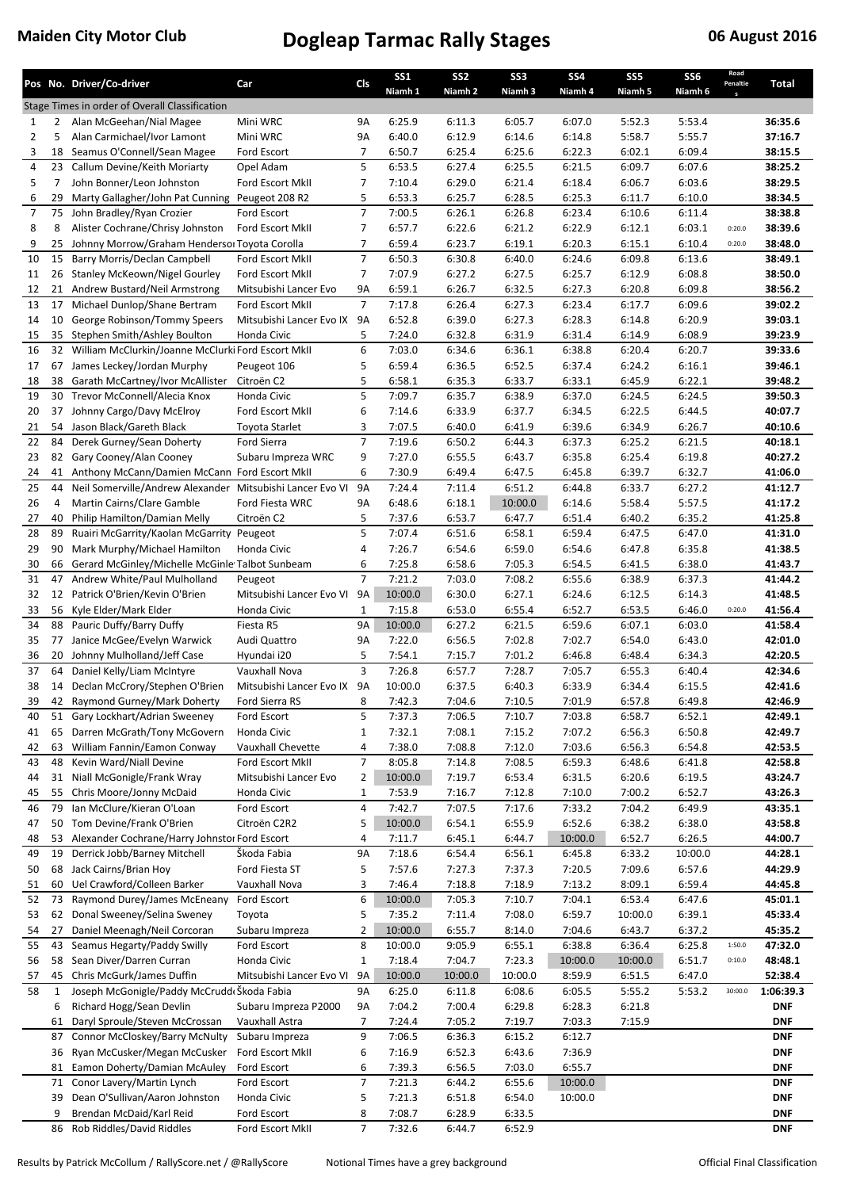**Maiden City Motor Club** **Dogleap Tarmac Rally Stages** **06 August 2016**

| Pos | No. | Driver/Co-driver | Car | Cls | SS1 Niamh 1 | SS2 Niamh 2 | SS3 Niamh 3 | SS4 Niamh 4 | SS5 Niamh 5 | SS6 Niamh 6 | Road Penalties | Total |
|---|---|---|---|---|---|---|---|---|---|---|---|---|
| Stage Times in order of Overall Classification | | | | | | | | | | | | |
| 1 | 2 | Alan McGeehan/Nial Magee | Mini WRC | 9A | 6:25.9 | 6:11.3 | 6:05.7 | 6:07.0 | 5:52.3 | 5:53.4 | | **36:35.6** |
| 2 | 5 | Alan Carmichael/Ivor Lamont | Mini WRC | 9A | 6:40.0 | 6:12.9 | 6:14.6 | 6:14.8 | 5:58.7 | 5:55.7 | | **37:16.7** |
| 3 | 18 | Seamus O'Connell/Sean Magee | Ford Escort | 7 | 6:50.7 | 6:25.4 | 6:25.6 | 6:22.3 | 6:02.1 | 6:09.4 | | **38:15.5** |
| 4 | 23 | Callum Devine/Keith Moriarty | Opel Adam | 5 | 6:53.5 | 6:27.4 | 6:25.5 | 6:21.5 | 6:09.7 | 6:07.6 | | **38:25.2** |
| 5 | 7 | John Bonner/Leon Johnston | Ford Escort MkII | 7 | 7:10.4 | 6:29.0 | 6:21.4 | 6:18.4 | 6:06.7 | 6:03.6 | | **38:29.5** |
| 6 | 29 | Marty Gallagher/John Pat Cunning | Peugeot 208 R2 | 5 | 6:53.3 | 6:25.7 | 6:28.5 | 6:25.3 | 6:11.7 | 6:10.0 | | **38:34.5** |
| 7 | 75 | John Bradley/Ryan Crozier | Ford Escort | 7 | 7:00.5 | 6:26.1 | 6:26.8 | 6:23.4 | 6:10.6 | 6:11.4 | | **38:38.8** |
| 8 | 8 | Alister Cochrane/Chrisy Johnston | Ford Escort MkII | 7 | 6:57.7 | 6:22.6 | 6:21.2 | 6:22.9 | 6:12.1 | 6:03.1 | 0:20.0 | **38:39.6** |
| 9 | 25 | Johnny Morrow/Graham Henderson | Toyota Corolla | 7 | 6:59.4 | 6:23.7 | 6:19.1 | 6:20.3 | 6:15.1 | 6:10.4 | 0:20.0 | **38:48.0** |
| 10 | 15 | Barry Morris/Declan Campbell | Ford Escort MkII | 7 | 6:50.3 | 6:30.8 | 6:40.0 | 6:24.6 | 6:09.8 | 6:13.6 | | **38:49.1** |
| 11 | 26 | Stanley McKeown/Nigel Gourley | Ford Escort MkII | 7 | 7:07.9 | 6:27.2 | 6:27.5 | 6:25.7 | 6:12.9 | 6:08.8 | | **38:50.0** |
| 12 | 21 | Andrew Bustard/Neil Armstrong | Mitsubishi Lancer Evo | 9A | 6:59.1 | 6:26.7 | 6:32.5 | 6:27.3 | 6:20.8 | 6:09.8 | | **38:56.2** |
| 13 | 17 | Michael Dunlop/Shane Bertram | Ford Escort MkII | 7 | 7:17.8 | 6:26.4 | 6:27.3 | 6:23.4 | 6:17.7 | 6:09.6 | | **39:02.2** |
| 14 | 10 | George Robinson/Tommy Speers | Mitsubishi Lancer Evo IX | 9A | 6:52.8 | 6:39.0 | 6:27.3 | 6:28.3 | 6:14.8 | 6:20.9 | | **39:03.1** |
| 15 | 35 | Stephen Smith/Ashley Boulton | Honda Civic | 5 | 7:24.0 | 6:32.8 | 6:31.9 | 6:31.4 | 6:14.9 | 6:08.9 | | **39:23.9** |
| 16 | 32 | William McClurkin/Joanne McClurki | Ford Escort MkII | 6 | 7:03.0 | 6:34.6 | 6:36.1 | 6:38.8 | 6:20.4 | 6:20.7 | | **39:33.6** |
| 17 | 67 | James Leckey/Jordan Murphy | Peugeot 106 | 5 | 6:59.4 | 6:36.5 | 6:52.5 | 6:37.4 | 6:24.2 | 6:16.1 | | **39:46.1** |
| 18 | 38 | Garath McCartney/Ivor McAllister | Citroën C2 | 5 | 6:58.1 | 6:35.3 | 6:33.7 | 6:33.1 | 6:45.9 | 6:22.1 | | **39:48.2** |
| 19 | 30 | Trevor McConnell/Alecia Knox | Honda Civic | 5 | 7:09.7 | 6:35.7 | 6:38.9 | 6:37.0 | 6:24.5 | 6:24.5 | | **39:50.3** |
| 20 | 37 | Johnny Cargo/Davy McElroy | Ford Escort MkII | 6 | 7:14.6 | 6:33.9 | 6:37.7 | 6:34.5 | 6:22.5 | 6:44.5 | | **40:07.7** |
| 21 | 54 | Jason Black/Gareth Black | Toyota Starlet | 3 | 7:07.5 | 6:40.0 | 6:41.9 | 6:39.6 | 6:34.9 | 6:26.7 | | **40:10.6** |
| 22 | 84 | Derek Gurney/Sean Doherty | Ford Sierra | 7 | 7:19.6 | 6:50.2 | 6:44.3 | 6:37.3 | 6:25.2 | 6:21.5 | | **40:18.1** |
| 23 | 82 | Gary Cooney/Alan Cooney | Subaru Impreza WRC | 9 | 7:27.0 | 6:55.5 | 6:43.7 | 6:35.8 | 6:25.4 | 6:19.8 | | **40:27.2** |
| 24 | 41 | Anthony McCann/Damien McCann | Ford Escort MkII | 6 | 7:30.9 | 6:49.4 | 6:47.5 | 6:45.8 | 6:39.7 | 6:32.7 | | **41:06.0** |
| 25 | 44 | Neil Somerville/Andrew Alexander | Mitsubishi Lancer Evo VI | 9A | 7:24.4 | 7:11.4 | 6:51.2 | 6:44.8 | 6:33.7 | 6:27.2 | | **41:12.7** |
| 26 | 4 | Martin Cairns/Clare Gamble | Ford Fiesta WRC | 9A | 6:48.6 | 6:18.1 | 10:00.0 | 6:14.6 | 5:58.4 | 5:57.5 | | **41:17.2** |
| 27 | 40 | Philip Hamilton/Damian Melly | Citroën C2 | 5 | 7:37.6 | 6:53.7 | 6:47.7 | 6:51.4 | 6:40.2 | 6:35.2 | | **41:25.8** |
| 28 | 89 | Ruairi McGarrity/Kaolan McGarrity | Peugeot | 5 | 7:07.4 | 6:51.6 | 6:58.1 | 6:59.4 | 6:47.5 | 6:47.0 | | **41:31.0** |
| 29 | 90 | Mark Murphy/Michael Hamilton | Honda Civic | 4 | 7:26.7 | 6:54.6 | 6:59.0 | 6:54.6 | 6:47.8 | 6:35.8 | | **41:38.5** |
| 30 | 66 | Gerard McGinley/Michelle McGinle | Talbot Sunbeam | 6 | 7:25.8 | 6:58.6 | 7:05.3 | 6:54.5 | 6:41.5 | 6:38.0 | | **41:43.7** |
| 31 | 47 | Andrew White/Paul Mulholland | Peugeot | 7 | 7:21.2 | 7:03.0 | 7:08.2 | 6:55.6 | 6:38.9 | 6:37.3 | | **41:44.2** |
| 32 | 12 | Patrick O'Brien/Kevin O'Brien | Mitsubishi Lancer Evo VI | 9A | 10:00.0 | 6:30.0 | 6:27.1 | 6:24.6 | 6:12.5 | 6:14.3 | | **41:48.5** |
| 33 | 56 | Kyle Elder/Mark Elder | Honda Civic | 1 | 7:15.8 | 6:53.0 | 6:55.4 | 6:52.7 | 6:53.5 | 6:46.0 | 0:20.0 | **41:56.4** |
| 34 | 88 | Pauric Duffy/Barry Duffy | Fiesta R5 | 9A | 10:00.0 | 6:27.2 | 6:21.5 | 6:59.6 | 6:07.1 | 6:03.0 | | **41:58.4** |
| 35 | 77 | Janice McGee/Evelyn Warwick | Audi Quattro | 9A | 7:22.0 | 6:56.5 | 7:02.8 | 7:02.7 | 6:54.0 | 6:43.0 | | **42:01.0** |
| 36 | 20 | Johnny Mulholland/Jeff Case | Hyundai i20 | 5 | 7:54.1 | 7:15.7 | 7:01.2 | 6:46.8 | 6:48.4 | 6:34.3 | | **42:20.5** |
| 37 | 64 | Daniel Kelly/Liam McIntyre | Vauxhall Nova | 3 | 7:26.8 | 6:57.7 | 7:28.7 | 7:05.7 | 6:55.3 | 6:40.4 | | **42:34.6** |
| 38 | 14 | Declan McCrory/Stephen O'Brien | Mitsubishi Lancer Evo IX | 9A | 10:00.0 | 6:37.5 | 6:40.3 | 6:33.9 | 6:34.4 | 6:15.5 | | **42:41.6** |
| 39 | 42 | Raymond Gurney/Mark Doherty | Ford Sierra RS | 8 | 7:42.3 | 7:04.6 | 7:10.5 | 7:01.9 | 6:57.8 | 6:49.8 | | **42:46.9** |
| 40 | 51 | Gary Lockhart/Adrian Sweeney | Ford Escort | 5 | 7:37.3 | 7:06.5 | 7:10.7 | 7:03.8 | 6:58.7 | 6:52.1 | | **42:49.1** |
| 41 | 65 | Darren McGrath/Tony McGovern | Honda Civic | 1 | 7:32.1 | 7:08.1 | 7:15.2 | 7:07.2 | 6:56.3 | 6:50.8 | | **42:49.7** |
| 42 | 63 | William Fannin/Eamon Conway | Vauxhall Chevette | 4 | 7:38.0 | 7:08.8 | 7:12.0 | 7:03.6 | 6:56.3 | 6:54.8 | | **42:53.5** |
| 43 | 48 | Kevin Ward/Niall Devine | Ford Escort MkII | 7 | 8:05.8 | 7:14.8 | 7:08.5 | 6:59.3 | 6:48.6 | 6:41.8 | | **42:58.8** |
| 44 | 31 | Niall McGonigle/Frank Wray | Mitsubishi Lancer Evo | 2 | 10:00.0 | 7:19.7 | 6:53.4 | 6:31.5 | 6:20.6 | 6:19.5 | | **43:24.7** |
| 45 | 55 | Chris Moore/Jonny McDaid | Honda Civic | 1 | 7:53.9 | 7:16.7 | 7:12.8 | 7:10.0 | 7:00.2 | 6:52.7 | | **43:26.3** |
| 46 | 79 | Ian McClure/Kieran O'Loan | Ford Escort | 4 | 7:42.7 | 7:07.5 | 7:17.6 | 7:33.2 | 7:04.2 | 6:49.9 | | **43:35.1** |
| 47 | 50 | Tom Devine/Frank O'Brien | Citroën C2R2 | 5 | 10:00.0 | 6:54.1 | 6:55.9 | 6:52.6 | 6:38.2 | 6:38.0 | | **43:58.8** |
| 48 | 53 | Alexander Cochrane/Harry Johnston | Ford Escort | 4 | 7:11.7 | 6:45.1 | 6:44.7 | 10:00.0 | 6:52.7 | 6:26.5 | | **44:00.7** |
| 49 | 19 | Derrick Jobb/Barney Mitchell | Škoda Fabia | 9A | 7:18.6 | 6:54.4 | 6:56.1 | 6:45.8 | 6:33.2 | 10:00.0 | | **44:28.1** |
| 50 | 68 | Jack Cairns/Brian Hoy | Ford Fiesta ST | 5 | 7:57.6 | 7:27.3 | 7:37.3 | 7:20.5 | 7:09.6 | 6:57.6 | | **44:29.9** |
| 51 | 60 | Uel Crawford/Colleen Barker | Vauxhall Nova | 3 | 7:46.4 | 7:18.8 | 7:18.9 | 7:13.2 | 8:09.1 | 6:59.4 | | **44:45.8** |
| 52 | 73 | Raymond Durey/James McEneany | Ford Escort | 6 | 10:00.0 | 7:05.3 | 7:10.7 | 7:04.1 | 6:53.4 | 6:47.6 | | **45:01.1** |
| 53 | 62 | Donal Sweeney/Selina Sweeney | Toyota | 5 | 7:35.2 | 7:11.4 | 7:08.0 | 6:59.7 | 10:00.0 | 6:39.1 | | **45:33.4** |
| 54 | 27 | Daniel Meenagh/Neil Corcoran | Subaru Impreza | 2 | 10:00.0 | 6:55.7 | 8:14.0 | 7:04.6 | 6:43.7 | 6:37.2 | | **45:35.2** |
| 55 | 43 | Seamus Hegarty/Paddy Swilly | Ford Escort | 8 | 10:00.0 | 9:05.9 | 6:55.1 | 6:38.8 | 6:36.4 | 6:25.8 | 1:50.0 | **47:32.0** |
| 56 | 58 | Sean Diver/Darren Curran | Honda Civic | 1 | 7:18.4 | 7:04.7 | 7:23.3 | 10:00.0 | 10:00.0 | 6:51.7 | 0:10.0 | **48:48.1** |
| 57 | 45 | Chris McGurk/James Duffin | Mitsubishi Lancer Evo VI | 9A | 10:00.0 | 10:00.0 | 10:00.0 | 8:59.9 | 6:51.5 | 6:47.0 | | **52:38.4** |
| 58 | 1 | Joseph McGonigle/Paddy McCrudd | Škoda Fabia | 9A | 6:25.0 | 6:11.8 | 6:08.6 | 6:05.5 | 5:55.2 | 5:53.2 | 30:00.0 | **1:06:39.3** |
| | 6 | Richard Hogg/Sean Devlin | Subaru Impreza P2000 | 9A | 7:04.2 | 7:00.4 | 6:29.8 | 6:28.3 | 6:21.8 | | | **DNF** |
| | 61 | Daryl Sproule/Steven McCrossan | Vauxhall Astra | 7 | 7:24.4 | 7:05.2 | 7:19.7 | 7:03.3 | 7:15.9 | | | **DNF** |
| | 87 | Connor McCloskey/Barry McNulty | Subaru Impreza | 9 | 7:06.5 | 6:36.3 | 6:15.2 | 6:12.7 | | | | **DNF** |
| | 36 | Ryan McCusker/Megan McCusker | Ford Escort MkII | 6 | 7:16.9 | 6:52.3 | 6:43.6 | 7:36.9 | | | | **DNF** |
| | 81 | Eamon Doherty/Damian McAuley | Ford Escort | 6 | 7:39.3 | 6:56.5 | 7:03.0 | 6:55.7 | | | | **DNF** |
| | 71 | Conor Lavery/Martin Lynch | Ford Escort | 7 | 7:21.3 | 6:44.2 | 6:55.6 | 10:00.0 | | | | **DNF** |
| | 39 | Dean O'Sullivan/Aaron Johnston | Honda Civic | 5 | 7:21.3 | 6:51.8 | 6:54.0 | 10:00.0 | | | | **DNF** |
| | 9 | Brendan McDaid/Karl Reid | Ford Escort | 8 | 7:08.7 | 6:28.9 | 6:33.5 | | | | | **DNF** |
| | 86 | Rob Riddles/David Riddles | Ford Escort MkII | 7 | 7:32.6 | 6:44.7 | 6:52.9 | | | | | **DNF** |

Results by Patrick McCollum / RallyScore.net / @RallyScore — Notional Times have a grey background — Official Final Classification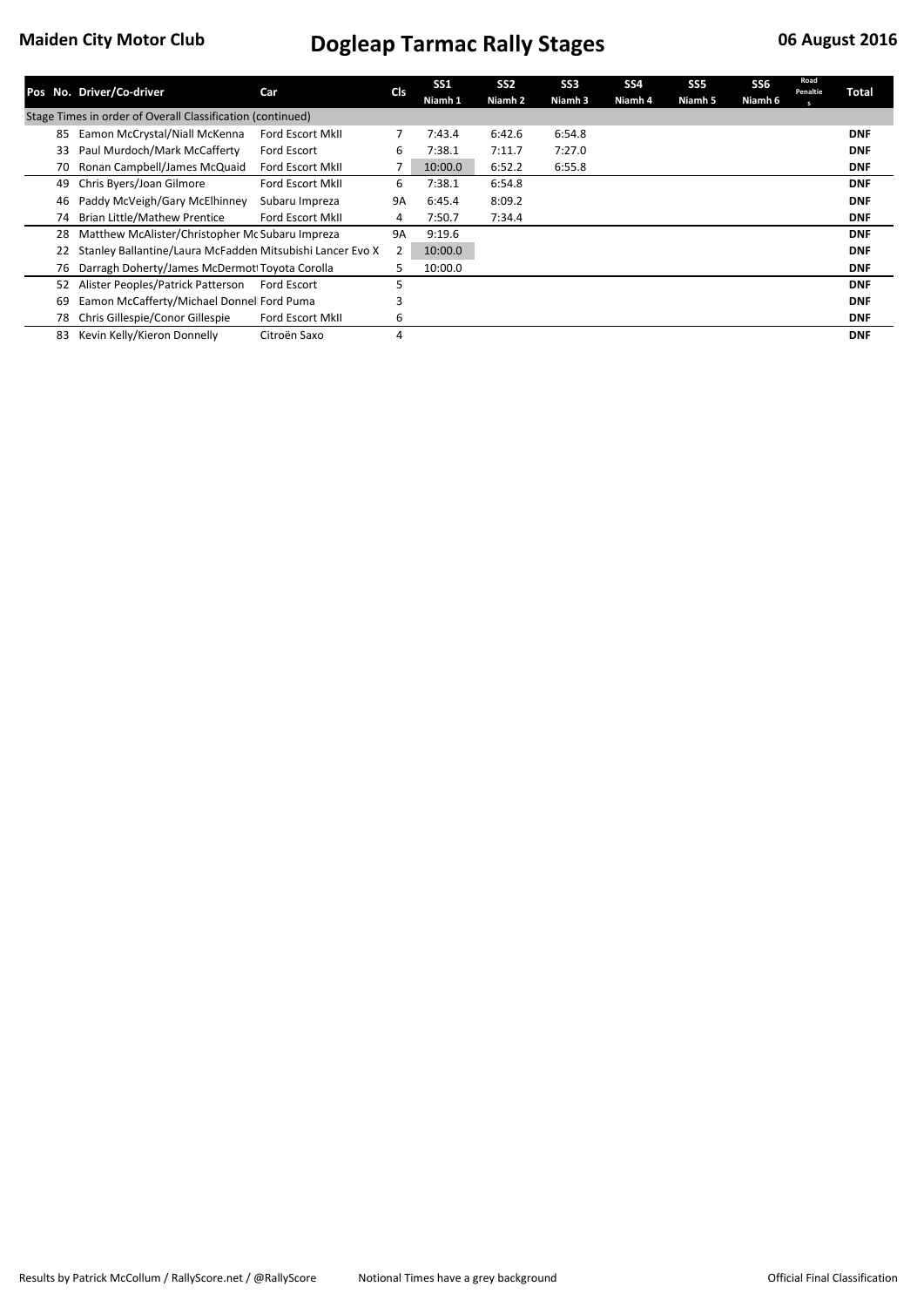# Maiden City Motor Club

# Dogleap Tarmac Rally Stages

**06 August 2016**

| Pos | No. | Driver/Co-driver | Car | Cls | SS1 Niamh 1 | SS2 Niamh 2 | SS3 Niamh 3 | SS4 Niamh 4 | SS5 Niamh 5 | SS6 Niamh 6 | Road Penalties | Total |
|---|---|---|---|---|---|---|---|---|---|---|---|---|
| Stage Times in order of Overall Classification (continued) | | | | | | | | | | | | |
| | 85 | Eamon McCrystal/Niall McKenna | Ford Escort MkII | 7 | 7:43.4 | 6:42.6 | 6:54.8 | | | | | **DNF** |
| | 33 | Paul Murdoch/Mark McCafferty | Ford Escort | 6 | 7:38.1 | 7:11.7 | 7:27.0 | | | | | **DNF** |
| | 70 | Ronan Campbell/James McQuaid | Ford Escort MkII | 7 | 10:00.0 | 6:52.2 | 6:55.8 | | | | | **DNF** |
| | 49 | Chris Byers/Joan Gilmore | Ford Escort MkII | 6 | 7:38.1 | 6:54.8 | | | | | | **DNF** |
| | 46 | Paddy McVeigh/Gary McElhinney | Subaru Impreza | 9A | 6:45.4 | 8:09.2 | | | | | | **DNF** |
| | 74 | Brian Little/Mathew Prentice | Ford Escort MkII | 4 | 7:50.7 | 7:34.4 | | | | | | **DNF** |
| | 28 | Matthew McAlister/Christopher Mc | Subaru Impreza | 9A | 9:19.6 | | | | | | | **DNF** |
| | 22 | Stanley Ballantine/Laura McFadden | Mitsubishi Lancer Evo X | 2 | 10:00.0 | | | | | | | **DNF** |
| | 76 | Darragh Doherty/James McDermott | Toyota Corolla | 5 | 10:00.0 | | | | | | | **DNF** |
| | 52 | Alister Peoples/Patrick Patterson | Ford Escort | 5 | | | | | | | | **DNF** |
| | 69 | Eamon McCafferty/Michael Donnel | Ford Puma | 3 | | | | | | | | **DNF** |
| | 78 | Chris Gillespie/Conor Gillespie | Ford Escort MkII | 6 | | | | | | | | **DNF** |
| | 83 | Kevin Kelly/Kieron Donnelly | Citroën Saxo | 4 | | | | | | | | **DNF** |

Results by Patrick McCollum / RallyScore.net / @RallyScore — Notional Times have a grey background — Official Final Classification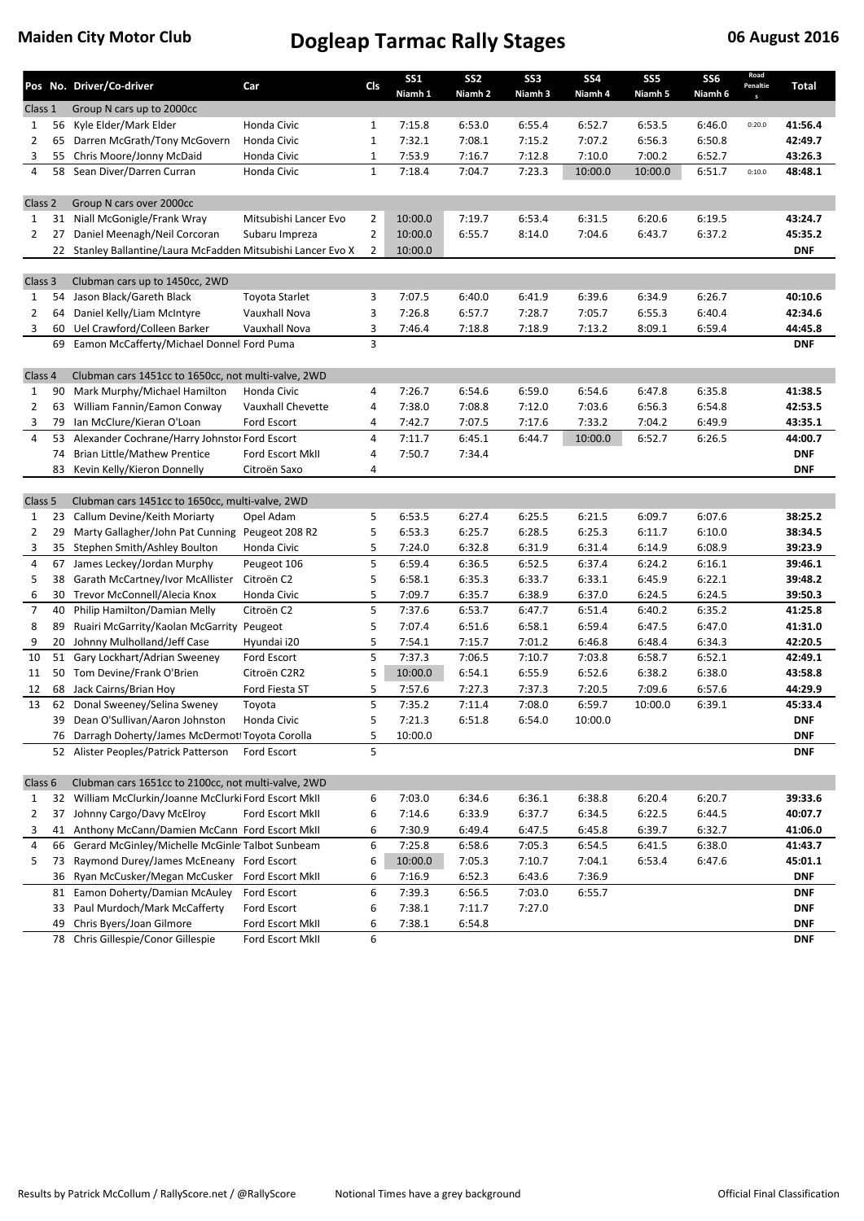**Maiden City Motor Club**

# Dogleap Tarmac Rally Stages

**06 August 2016**

| Pos | No. | Driver/Co-driver | Car | Cls | SS1 Niamh 1 | SS2 Niamh 2 | SS3 Niamh 3 | SS4 Niamh 4 | SS5 Niamh 5 | SS6 Niamh 6 | Road Penalties | Total |
|---|---|---|---|---|---|---|---|---|---|---|---|---|
| Class 1 | | Group N cars up to 2000cc | | | | | | | | | | |
| 1 | 56 | Kyle Elder/Mark Elder | Honda Civic | 1 | 7:15.8 | 6:53.0 | 6:55.4 | 6:52.7 | 6:53.5 | 6:46.0 | 0:20.0 | **41:56.4** |
| 2 | 65 | Darren McGrath/Tony McGovern | Honda Civic | 1 | 7:32.1 | 7:08.1 | 7:15.2 | 7:07.2 | 6:56.3 | 6:50.8 | | **42:49.7** |
| 3 | 55 | Chris Moore/Jonny McDaid | Honda Civic | 1 | 7:53.9 | 7:16.7 | 7:12.8 | 7:10.0 | 7:00.2 | 6:52.7 | | **43:26.3** |
| 4 | 58 | Sean Diver/Darren Curran | Honda Civic | 1 | 7:18.4 | 7:04.7 | 7:23.3 | 10:00.0 | 10:00.0 | 6:51.7 | 0:10.0 | **48:48.1** |
| Class 2 | | Group N cars over 2000cc | | | | | | | | | | |
| 1 | 31 | Niall McGonigle/Frank Wray | Mitsubishi Lancer Evo | 2 | 10:00.0 | 7:19.7 | 6:53.4 | 6:31.5 | 6:20.6 | 6:19.5 | | **43:24.7** |
| 2 | 27 | Daniel Meenagh/Neil Corcoran | Subaru Impreza | 2 | 10:00.0 | 6:55.7 | 8:14.0 | 7:04.6 | 6:43.7 | 6:37.2 | | **45:35.2** |
| | 22 | Stanley Ballantine/Laura McFadden | Mitsubishi Lancer Evo X | 2 | 10:00.0 | | | | | | | **DNF** |
| Class 3 | | Clubman cars up to 1450cc, 2WD | | | | | | | | | | |
| 1 | 54 | Jason Black/Gareth Black | Toyota Starlet | 3 | 7:07.5 | 6:40.0 | 6:41.9 | 6:39.6 | 6:34.9 | 6:26.7 | | **40:10.6** |
| 2 | 64 | Daniel Kelly/Liam McIntyre | Vauxhall Nova | 3 | 7:26.8 | 6:57.7 | 7:28.7 | 7:05.7 | 6:55.3 | 6:40.4 | | **42:34.6** |
| 3 | 60 | Uel Crawford/Colleen Barker | Vauxhall Nova | 3 | 7:46.4 | 7:18.8 | 7:18.9 | 7:13.2 | 8:09.1 | 6:59.4 | | **44:45.8** |
| | 69 | Eamon McCafferty/Michael Donnel | Ford Puma | 3 | | | | | | | | **DNF** |
| Class 4 | | Clubman cars 1451cc to 1650cc, not multi-valve, 2WD | | | | | | | | | | |
| 1 | 90 | Mark Murphy/Michael Hamilton | Honda Civic | 4 | 7:26.7 | 6:54.6 | 6:59.0 | 6:54.6 | 6:47.8 | 6:35.8 | | **41:38.5** |
| 2 | 63 | William Fannin/Eamon Conway | Vauxhall Chevette | 4 | 7:38.0 | 7:08.8 | 7:12.0 | 7:03.6 | 6:56.3 | 6:54.8 | | **42:53.5** |
| 3 | 79 | Ian McClure/Kieran O'Loan | Ford Escort | 4 | 7:42.7 | 7:07.5 | 7:17.6 | 7:33.2 | 7:04.2 | 6:49.9 | | **43:35.1** |
| 4 | 53 | Alexander Cochrane/Harry Johnston | Ford Escort | 4 | 7:11.7 | 6:45.1 | 6:44.7 | 10:00.0 | 6:52.7 | 6:26.5 | | **44:00.7** |
| | 74 | Brian Little/Mathew Prentice | Ford Escort MkII | 4 | 7:50.7 | 7:34.4 | | | | | | **DNF** |
| | 83 | Kevin Kelly/Kieron Donnelly | Citroën Saxo | 4 | | | | | | | | **DNF** |
| Class 5 | | Clubman cars 1451cc to 1650cc, multi-valve, 2WD | | | | | | | | | | |
| 1 | 23 | Callum Devine/Keith Moriarty | Opel Adam | 5 | 6:53.5 | 6:27.4 | 6:25.5 | 6:21.5 | 6:09.7 | 6:07.6 | | **38:25.2** |
| 2 | 29 | Marty Gallagher/John Pat Cunning | Peugeot 208 R2 | 5 | 6:53.3 | 6:25.7 | 6:28.5 | 6:25.3 | 6:11.7 | 6:10.0 | | **38:34.5** |
| 3 | 35 | Stephen Smith/Ashley Boulton | Honda Civic | 5 | 7:24.0 | 6:32.8 | 6:31.9 | 6:31.4 | 6:14.9 | 6:08.9 | | **39:23.9** |
| 4 | 67 | James Leckey/Jordan Murphy | Peugeot 106 | 5 | 6:59.4 | 6:36.5 | 6:52.5 | 6:37.4 | 6:24.2 | 6:16.1 | | **39:46.1** |
| 5 | 38 | Garath McCartney/Ivor McAllister | Citroën C2 | 5 | 6:58.1 | 6:35.3 | 6:33.7 | 6:33.1 | 6:45.9 | 6:22.1 | | **39:48.2** |
| 6 | 30 | Trevor McConnell/Alecia Knox | Honda Civic | 5 | 7:09.7 | 6:35.7 | 6:38.9 | 6:37.0 | 6:24.5 | 6:24.5 | | **39:50.3** |
| 7 | 40 | Philip Hamilton/Damian Melly | Citroën C2 | 5 | 7:37.6 | 6:53.7 | 6:47.7 | 6:51.4 | 6:40.2 | 6:35.2 | | **41:25.8** |
| 8 | 89 | Ruairi McGarrity/Kaolan McGarrity | Peugeot | 5 | 7:07.4 | 6:51.6 | 6:58.1 | 6:59.4 | 6:47.5 | 6:47.0 | | **41:31.0** |
| 9 | 20 | Johnny Mulholland/Jeff Case | Hyundai i20 | 5 | 7:54.1 | 7:15.7 | 7:01.2 | 6:46.8 | 6:48.4 | 6:34.3 | | **42:20.5** |
| 10 | 51 | Gary Lockhart/Adrian Sweeney | Ford Escort | 5 | 7:37.3 | 7:06.5 | 7:10.7 | 7:03.8 | 6:58.7 | 6:52.1 | | **42:49.1** |
| 11 | 50 | Tom Devine/Frank O'Brien | Citroën C2R2 | 5 | 10:00.0 | 6:54.1 | 6:55.9 | 6:52.6 | 6:38.2 | 6:38.0 | | **43:58.8** |
| 12 | 68 | Jack Cairns/Brian Hoy | Ford Fiesta ST | 5 | 7:57.6 | 7:27.3 | 7:37.3 | 7:20.5 | 7:09.6 | 6:57.6 | | **44:29.9** |
| 13 | 62 | Donal Sweeney/Selina Sweney | Toyota | 5 | 7:35.2 | 7:11.4 | 7:08.0 | 6:59.7 | 10:00.0 | 6:39.1 | | **45:33.4** |
| | 39 | Dean O'Sullivan/Aaron Johnston | Honda Civic | 5 | 7:21.3 | 6:51.8 | 6:54.0 | 10:00.0 | | | | **DNF** |
| | 76 | Darragh Doherty/James McDermott | Toyota Corolla | 5 | 10:00.0 | | | | | | | **DNF** |
| | 52 | Alister Peoples/Patrick Patterson | Ford Escort | 5 | | | | | | | | **DNF** |
| Class 6 | | Clubman cars 1651cc to 2100cc, not multi-valve, 2WD | | | | | | | | | | |
| 1 | 32 | William McClurkin/Joanne McClurki | Ford Escort MkII | 6 | 7:03.0 | 6:34.6 | 6:36.1 | 6:38.8 | 6:20.4 | 6:20.7 | | **39:33.6** |
| 2 | 37 | Johnny Cargo/Davy McElroy | Ford Escort MkII | 6 | 7:14.6 | 6:33.9 | 6:37.7 | 6:34.5 | 6:22.5 | 6:44.5 | | **40:07.7** |
| 3 | 41 | Anthony McCann/Damien McCann | Ford Escort MkII | 6 | 7:30.9 | 6:49.4 | 6:47.5 | 6:45.8 | 6:39.7 | 6:32.7 | | **41:06.0** |
| 4 | 66 | Gerard McGinley/Michelle McGinle | Talbot Sunbeam | 6 | 7:25.8 | 6:58.6 | 7:05.3 | 6:54.5 | 6:41.5 | 6:38.0 | | **41:43.7** |
| 5 | 73 | Raymond Durey/James McEneany | Ford Escort | 6 | 10:00.0 | 7:05.3 | 7:10.7 | 7:04.1 | 6:53.4 | 6:47.6 | | **45:01.1** |
| | 36 | Ryan McCusker/Megan McCusker | Ford Escort MkII | 6 | 7:16.9 | 6:52.3 | 6:43.6 | 7:36.9 | | | | **DNF** |
| | 81 | Eamon Doherty/Damian McAuley | Ford Escort | 6 | 7:39.3 | 6:56.5 | 7:03.0 | 6:55.7 | | | | **DNF** |
| | 33 | Paul Murdoch/Mark McCafferty | Ford Escort | 6 | 7:38.1 | 7:11.7 | 7:27.0 | | | | | **DNF** |
| | 49 | Chris Byers/Joan Gilmore | Ford Escort MkII | 6 | 7:38.1 | 6:54.8 | | | | | | **DNF** |
| | 78 | Chris Gillespie/Conor Gillespie | Ford Escort MkII | 6 | | | | | | | | **DNF** |

Results by Patrick McCollum / RallyScore.net / @RallyScore — Notional Times have a grey background — Official Final Classification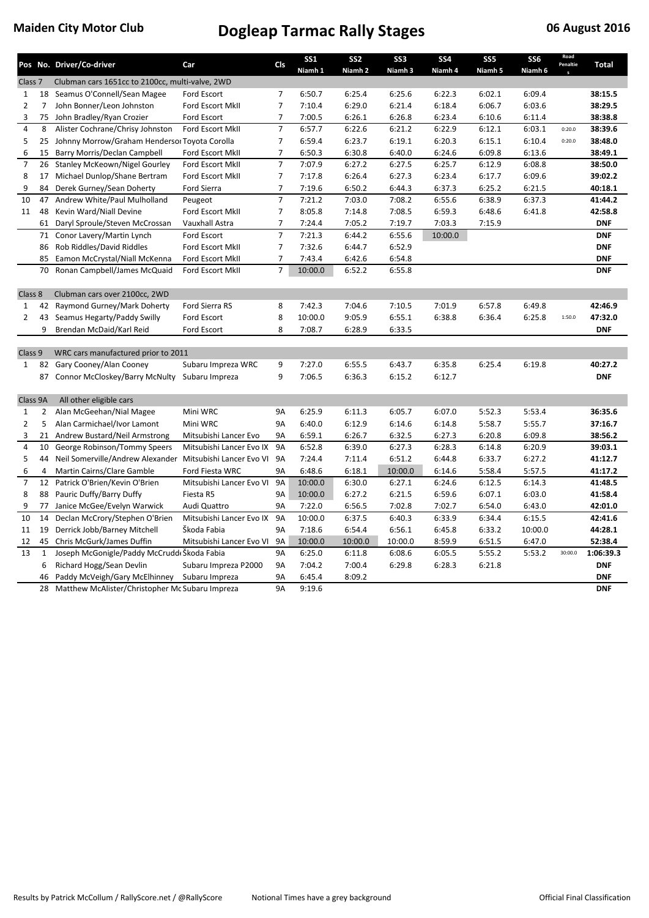**Maiden City Motor Club** **Dogleap Tarmac Rally Stages** **06 August 2016**

| Pos | No. | Driver/Co-driver | Car | Cls | SS1 Niamh 1 | SS2 Niamh 2 | SS3 Niamh 3 | SS4 Niamh 4 | SS5 Niamh 5 | SS6 Niamh 6 | Road Penalties | Total |
|---|---|---|---|---|---|---|---|---|---|---|---|---|
| Class 7 | | Clubman cars 1651cc to 2100cc, multi-valve, 2WD | | | | | | | | | | |
| 1 | 18 | Seamus O'Connell/Sean Magee | Ford Escort | 7 | 6:50.7 | 6:25.4 | 6:25.6 | 6:22.3 | 6:02.1 | 6:09.4 | | **38:15.5** |
| 2 | 7 | John Bonner/Leon Johnston | Ford Escort MkII | 7 | 7:10.4 | 6:29.0 | 6:21.4 | 6:18.4 | 6:06.7 | 6:03.6 | | **38:29.5** |
| 3 | 75 | John Bradley/Ryan Crozier | Ford Escort | 7 | 7:00.5 | 6:26.1 | 6:26.8 | 6:23.4 | 6:10.6 | 6:11.4 | | **38:38.8** |
| 4 | 8 | Alister Cochrane/Chrisy Johnston | Ford Escort MkII | 7 | 6:57.7 | 6:22.6 | 6:21.2 | 6:22.9 | 6:12.1 | 6:03.1 | 0:20.0 | **38:39.6** |
| 5 | 25 | Johnny Morrow/Graham Henderson | Toyota Corolla | 7 | 6:59.4 | 6:23.7 | 6:19.1 | 6:20.3 | 6:15.1 | 6:10.4 | 0:20.0 | **38:48.0** |
| 6 | 15 | Barry Morris/Declan Campbell | Ford Escort MkII | 7 | 6:50.3 | 6:30.8 | 6:40.0 | 6:24.6 | 6:09.8 | 6:13.6 | | **38:49.1** |
| 7 | 26 | Stanley McKeown/Nigel Gourley | Ford Escort MkII | 7 | 7:07.9 | 6:27.2 | 6:27.5 | 6:25.7 | 6:12.9 | 6:08.8 | | **38:50.0** |
| 8 | 17 | Michael Dunlop/Shane Bertram | Ford Escort MkII | 7 | 7:17.8 | 6:26.4 | 6:27.3 | 6:23.4 | 6:17.7 | 6:09.6 | | **39:02.2** |
| 9 | 84 | Derek Gurney/Sean Doherty | Ford Sierra | 7 | 7:19.6 | 6:50.2 | 6:44.3 | 6:37.3 | 6:25.2 | 6:21.5 | | **40:18.1** |
| 10 | 47 | Andrew White/Paul Mulholland | Peugeot | 7 | 7:21.2 | 7:03.0 | 7:08.2 | 6:55.6 | 6:38.9 | 6:37.3 | | **41:44.2** |
| 11 | 48 | Kevin Ward/Niall Devine | Ford Escort MkII | 7 | 8:05.8 | 7:14.8 | 7:08.5 | 6:59.3 | 6:48.6 | 6:41.8 | | **42:58.8** |
| | 61 | Daryl Sproule/Steven McCrossan | Vauxhall Astra | 7 | 7:24.4 | 7:05.2 | 7:19.7 | 7:03.3 | 7:15.9 | | | **DNF** |
| | 71 | Conor Lavery/Martin Lynch | Ford Escort | 7 | 7:21.3 | 6:44.2 | 6:55.6 | 10:00.0 | | | | **DNF** |
| | 86 | Rob Riddles/David Riddles | Ford Escort MkII | 7 | 7:32.6 | 6:44.7 | 6:52.9 | | | | | **DNF** |
| | 85 | Eamon McCrystal/Niall McKenna | Ford Escort MkII | 7 | 7:43.4 | 6:42.6 | 6:54.8 | | | | | **DNF** |
| | 70 | Ronan Campbell/James McQuaid | Ford Escort MkII | 7 | 10:00.0 | 6:52.2 | 6:55.8 | | | | | **DNF** |
| Class 8 | | Clubman cars over 2100cc, 2WD | | | | | | | | | | |
| 1 | 42 | Raymond Gurney/Mark Doherty | Ford Sierra RS | 8 | 7:42.3 | 7:04.6 | 7:10.5 | 7:01.9 | 6:57.8 | 6:49.8 | | **42:46.9** |
| 2 | 43 | Seamus Hegarty/Paddy Swilly | Ford Escort | 8 | 10:00.0 | 9:05.9 | 6:55.1 | 6:38.8 | 6:36.4 | 6:25.8 | 1:50.0 | **47:32.0** |
| | 9 | Brendan McDaid/Karl Reid | Ford Escort | 8 | 7:08.7 | 6:28.9 | 6:33.5 | | | | | **DNF** |
| Class 9 | | WRC cars manufactured prior to 2011 | | | | | | | | | | |
| 1 | 82 | Gary Cooney/Alan Cooney | Subaru Impreza WRC | 9 | 7:27.0 | 6:55.5 | 6:43.7 | 6:35.8 | 6:25.4 | 6:19.8 | | **40:27.2** |
| | 87 | Connor McCloskey/Barry McNulty | Subaru Impreza | 9 | 7:06.5 | 6:36.3 | 6:15.2 | 6:12.7 | | | | **DNF** |
| Class 9A | | All other eligible cars | | | | | | | | | | |
| 1 | 2 | Alan McGeehan/Nial Magee | Mini WRC | 9A | 6:25.9 | 6:11.3 | 6:05.7 | 6:07.0 | 5:52.3 | 5:53.4 | | **36:35.6** |
| 2 | 5 | Alan Carmichael/Ivor Lamont | Mini WRC | 9A | 6:40.0 | 6:12.9 | 6:14.6 | 6:14.8 | 5:58.7 | 5:55.7 | | **37:16.7** |
| 3 | 21 | Andrew Bustard/Neil Armstrong | Mitsubishi Lancer Evo | 9A | 6:59.1 | 6:26.7 | 6:32.5 | 6:27.3 | 6:20.8 | 6:09.8 | | **38:56.2** |
| 4 | 10 | George Robinson/Tommy Speers | Mitsubishi Lancer Evo IX | 9A | 6:52.8 | 6:39.0 | 6:27.3 | 6:28.3 | 6:14.8 | 6:20.9 | | **39:03.1** |
| 5 | 44 | Neil Somerville/Andrew Alexander | Mitsubishi Lancer Evo VI | 9A | 7:24.4 | 7:11.4 | 6:51.2 | 6:44.8 | 6:33.7 | 6:27.2 | | **41:12.7** |
| 6 | 4 | Martin Cairns/Clare Gamble | Ford Fiesta WRC | 9A | 6:48.6 | 6:18.1 | 10:00.0 | 6:14.6 | 5:58.4 | 5:57.5 | | **41:17.2** |
| 7 | 12 | Patrick O'Brien/Kevin O'Brien | Mitsubishi Lancer Evo VI | 9A | 10:00.0 | 6:30.0 | 6:27.1 | 6:24.6 | 6:12.5 | 6:14.3 | | **41:48.5** |
| 8 | 88 | Pauric Duffy/Barry Duffy | Fiesta R5 | 9A | 10:00.0 | 6:27.2 | 6:21.5 | 6:59.6 | 6:07.1 | 6:03.0 | | **41:58.4** |
| 9 | 77 | Janice McGee/Evelyn Warwick | Audi Quattro | 9A | 7:22.0 | 6:56.5 | 7:02.8 | 7:02.7 | 6:54.0 | 6:43.0 | | **42:01.0** |
| 10 | 14 | Declan McCrory/Stephen O'Brien | Mitsubishi Lancer Evo IX | 9A | 10:00.0 | 6:37.5 | 6:40.3 | 6:33.9 | 6:34.4 | 6:15.5 | | **42:41.6** |
| 11 | 19 | Derrick Jobb/Barney Mitchell | Škoda Fabia | 9A | 7:18.6 | 6:54.4 | 6:56.1 | 6:45.8 | 6:33.2 | 10:00.0 | | **44:28.1** |
| 12 | 45 | Chris McGurk/James Duffin | Mitsubishi Lancer Evo VI | 9A | 10:00.0 | 10:00.0 | 10:00.0 | 8:59.9 | 6:51.5 | 6:47.0 | | **52:38.4** |
| 13 | 1 | Joseph McGonigle/Paddy McCrudden | Škoda Fabia | 9A | 6:25.0 | 6:11.8 | 6:08.6 | 6:05.5 | 5:55.2 | 5:53.2 | 30:00.0 | **1:06:39.3** |
| | 6 | Richard Hogg/Sean Devlin | Subaru Impreza P2000 | 9A | 7:04.2 | 7:00.4 | 6:29.8 | 6:28.3 | 6:21.8 | | | **DNF** |
| | 46 | Paddy McVeigh/Gary McElhinney | Subaru Impreza | 9A | 6:45.4 | 8:09.2 | | | | | | **DNF** |
| | 28 | Matthew McAlister/Christopher Mc | Subaru Impreza | 9A | 9:19.6 | | | | | | | **DNF** |

Results by Patrick McCollum / RallyScore.net / @RallyScore — Notional Times have a grey background — Official Final Classification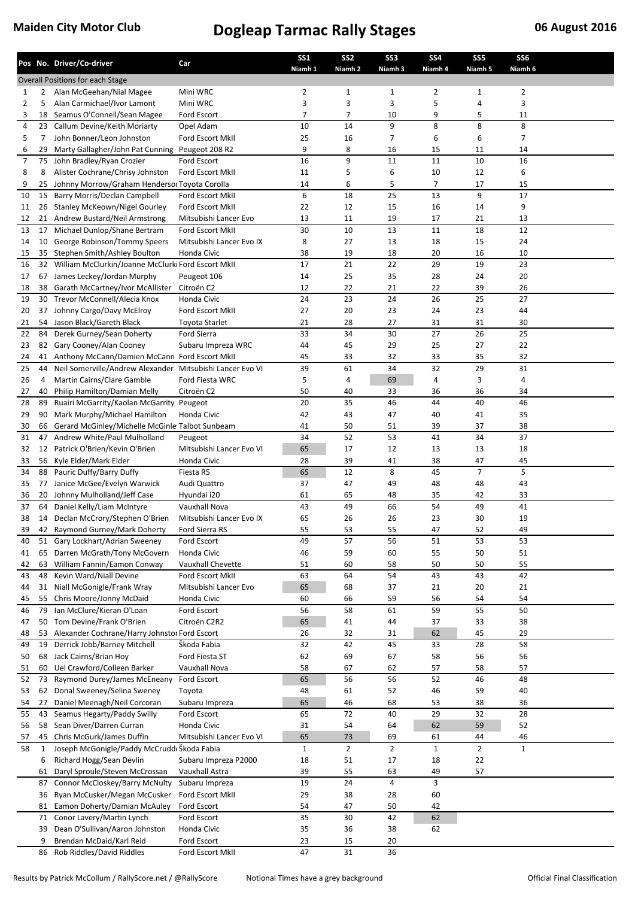# Maiden City Motor Club — Dogleap Tarmac Rally Stages — 06 August 2016

| Pos | No. | Driver/Co-driver | Car | SS1 Niamh 1 | SS2 Niamh 2 | SS3 Niamh 3 | SS4 Niamh 4 | SS5 Niamh 5 | SS6 Niamh 6 |
|---|---|---|---|---|---|---|---|---|---|
| Overall Positions for each Stage | | | | | | | | | |
| 1 | 2 | Alan McGeehan/Nial Magee | Mini WRC | 2 | 1 | 1 | 2 | 1 | 2 |
| 2 | 5 | Alan Carmichael/Ivor Lamont | Mini WRC | 3 | 3 | 3 | 5 | 4 | 3 |
| 3 | 18 | Seamus O'Connell/Sean Magee | Ford Escort | 7 | 7 | 10 | 9 | 5 | 11 |
| 4 | 23 | Callum Devine/Keith Moriarty | Opel Adam | 10 | 14 | 9 | 8 | 8 | 8 |
| 5 | 7 | John Bonner/Leon Johnston | Ford Escort MkII | 25 | 16 | 7 | 6 | 6 | 7 |
| 6 | 29 | Marty Gallagher/John Pat Cunning | Peugeot 208 R2 | 9 | 8 | 16 | 15 | 11 | 14 |
| 7 | 75 | John Bradley/Ryan Crozier | Ford Escort | 16 | 9 | 11 | 11 | 10 | 16 |
| 8 | 8 | Alister Cochrane/Chrisy Johnston | Ford Escort MkII | 11 | 5 | 6 | 10 | 12 | 6 |
| 9 | 25 | Johnny Morrow/Graham Henderson | Toyota Corolla | 14 | 6 | 5 | 7 | 17 | 15 |
| 10 | 15 | Barry Morris/Declan Campbell | Ford Escort MkII | 6 | 18 | 25 | 13 | 9 | 17 |
| 11 | 26 | Stanley McKeown/Nigel Gourley | Ford Escort MkII | 22 | 12 | 15 | 16 | 14 | 9 |
| 12 | 21 | Andrew Bustard/Neil Armstrong | Mitsubishi Lancer Evo | 13 | 11 | 19 | 17 | 21 | 13 |
| 13 | 17 | Michael Dunlop/Shane Bertram | Ford Escort MkII | 30 | 10 | 13 | 11 | 18 | 12 |
| 14 | 10 | George Robinson/Tommy Speers | Mitsubishi Lancer Evo IX | 8 | 27 | 13 | 18 | 15 | 24 |
| 15 | 35 | Stephen Smith/Ashley Boulton | Honda Civic | 38 | 19 | 18 | 20 | 16 | 10 |
| 16 | 32 | William McClurkin/Joanne McClurkin | Ford Escort MkII | 17 | 21 | 22 | 29 | 19 | 23 |
| 17 | 67 | James Leckey/Jordan Murphy | Peugeot 106 | 14 | 25 | 35 | 28 | 24 | 20 |
| 18 | 38 | Garath McCartney/Ivor McAllister | Citroën C2 | 12 | 22 | 21 | 22 | 39 | 26 |
| 19 | 30 | Trevor McConnell/Alecia Knox | Honda Civic | 24 | 23 | 24 | 26 | 25 | 27 |
| 20 | 37 | Johnny Cargo/Davy McElroy | Ford Escort MkII | 27 | 20 | 23 | 24 | 23 | 44 |
| 21 | 54 | Jason Black/Gareth Black | Toyota Starlet | 21 | 28 | 27 | 31 | 31 | 30 |
| 22 | 84 | Derek Gurney/Sean Doherty | Ford Sierra | 33 | 34 | 30 | 27 | 26 | 25 |
| 23 | 82 | Gary Cooney/Alan Cooney | Subaru Impreza WRC | 44 | 45 | 29 | 25 | 27 | 22 |
| 24 | 41 | Anthony McCann/Damien McCann | Ford Escort MkII | 45 | 33 | 32 | 33 | 35 | 32 |
| 25 | 44 | Neil Somerville/Andrew Alexander | Mitsubishi Lancer Evo VI | 39 | 61 | 34 | 32 | 29 | 31 |
| 26 | 4 | Martin Cairns/Clare Gamble | Ford Fiesta WRC | 5 | 4 | 69 | 4 | 3 | 4 |
| 27 | 40 | Philip Hamilton/Damian Melly | Citroën C2 | 50 | 40 | 33 | 36 | 36 | 34 |
| 28 | 89 | Ruairi McGarrity/Kaolan McGarrity | Peugeot | 20 | 35 | 46 | 44 | 40 | 46 |
| 29 | 90 | Mark Murphy/Michael Hamilton | Honda Civic | 42 | 43 | 47 | 40 | 41 | 35 |
| 30 | 66 | Gerard McGinley/Michelle McGinley | Talbot Sunbeam | 41 | 50 | 51 | 39 | 37 | 38 |
| 31 | 47 | Andrew White/Paul Mulholland | Peugeot | 34 | 52 | 53 | 41 | 34 | 37 |
| 32 | 12 | Patrick O'Brien/Kevin O'Brien | Mitsubishi Lancer Evo VI | 65 | 17 | 12 | 13 | 13 | 18 |
| 33 | 56 | Kyle Elder/Mark Elder | Honda Civic | 28 | 39 | 41 | 38 | 47 | 45 |
| 34 | 88 | Pauric Duffy/Barry Duffy | Fiesta R5 | 65 | 12 | 8 | 45 | 7 | 5 |
| 35 | 77 | Janice McGee/Evelyn Warwick | Audi Quattro | 37 | 47 | 49 | 48 | 48 | 43 |
| 36 | 20 | Johnny Mulholland/Jeff Case | Hyundai i20 | 61 | 65 | 48 | 35 | 42 | 33 |
| 37 | 64 | Daniel Kelly/Liam McIntyre | Vauxhall Nova | 43 | 49 | 66 | 54 | 49 | 41 |
| 38 | 14 | Declan McCrory/Stephen O'Brien | Mitsubishi Lancer Evo IX | 65 | 26 | 26 | 23 | 30 | 19 |
| 39 | 42 | Raymond Gurney/Mark Doherty | Ford Sierra RS | 55 | 53 | 55 | 47 | 52 | 49 |
| 40 | 51 | Gary Lockhart/Adrian Sweeney | Ford Escort | 49 | 57 | 56 | 51 | 53 | 53 |
| 41 | 65 | Darren McGrath/Tony McGovern | Honda Civic | 46 | 59 | 60 | 55 | 50 | 51 |
| 42 | 63 | William Fannin/Eamon Conway | Vauxhall Chevette | 51 | 60 | 58 | 50 | 50 | 55 |
| 43 | 48 | Kevin Ward/Niall Devine | Ford Escort MkII | 63 | 64 | 54 | 43 | 43 | 42 |
| 44 | 31 | Niall McGonigle/Frank Wray | Mitsubishi Lancer Evo | 65 | 68 | 37 | 21 | 20 | 21 |
| 45 | 55 | Chris Moore/Jonny McDaid | Honda Civic | 60 | 66 | 59 | 56 | 54 | 54 |
| 46 | 79 | Ian McClure/Kieran O'Loan | Ford Escort | 56 | 58 | 61 | 59 | 55 | 50 |
| 47 | 50 | Tom Devine/Frank O'Brien | Citroën C2R2 | 65 | 41 | 44 | 37 | 33 | 38 |
| 48 | 53 | Alexander Cochrane/Harry Johnston | Ford Escort | 26 | 32 | 31 | 62 | 45 | 29 |
| 49 | 19 | Derrick Jobb/Barney Mitchell | Škoda Fabia | 32 | 42 | 45 | 33 | 28 | 58 |
| 50 | 68 | Jack Cairns/Brian Hoy | Ford Fiesta ST | 62 | 69 | 67 | 58 | 56 | 56 |
| 51 | 60 | Uel Crawford/Colleen Barker | Vauxhall Nova | 58 | 67 | 62 | 57 | 58 | 57 |
| 52 | 73 | Raymond Durey/James McEneany | Ford Escort | 65 | 56 | 56 | 52 | 46 | 48 |
| 53 | 62 | Donal Sweeney/Selina Sweney | Toyota | 48 | 61 | 52 | 46 | 59 | 40 |
| 54 | 27 | Daniel Meenagh/Neil Corcoran | Subaru Impreza | 65 | 46 | 68 | 53 | 38 | 36 |
| 55 | 43 | Seamus Hegarty/Paddy Swilly | Ford Escort | 65 | 72 | 40 | 29 | 32 | 28 |
| 56 | 58 | Sean Diver/Darren Curran | Honda Civic | 31 | 54 | 64 | 62 | 59 | 52 |
| 57 | 45 | Chris McGurk/James Duffin | Mitsubishi Lancer Evo VI | 65 | 73 | 69 | 61 | 44 | 46 |
| 58 | 1 | Joseph McGonigle/Paddy McCrudden | Škoda Fabia | 1 | 2 | 2 | 1 | 2 | 1 |
| | 6 | Richard Hogg/Sean Devlin | Subaru Impreza P2000 | 18 | 51 | 17 | 18 | 22 | |
| | 61 | Daryl Sproule/Steven McCrossan | Vauxhall Astra | 39 | 55 | 63 | 49 | 57 | |
| | 87 | Connor McCloskey/Barry McNulty | Subaru Impreza | 19 | 24 | 4 | 3 | | |
| | 36 | Ryan McCusker/Megan McCusker | Ford Escort MkII | 29 | 38 | 28 | 60 | | |
| | 81 | Eamon Doherty/Damian McAuley | Ford Escort | 54 | 47 | 50 | 42 | | |
| | 71 | Conor Lavery/Martin Lynch | Ford Escort | 35 | 30 | 42 | 62 | | |
| | 39 | Dean O'Sullivan/Aaron Johnston | Honda Civic | 35 | 36 | 38 | 62 | | |
| | 9 | Brendan McDaid/Karl Reid | Ford Escort | 23 | 15 | 20 | | | |
| | 86 | Rob Riddles/David Riddles | Ford Escort MkII | 47 | 31 | 36 | | | |

Results by Patrick McCollum / RallyScore.net / @RallyScore — Notional Times have a grey background — Official Final Classification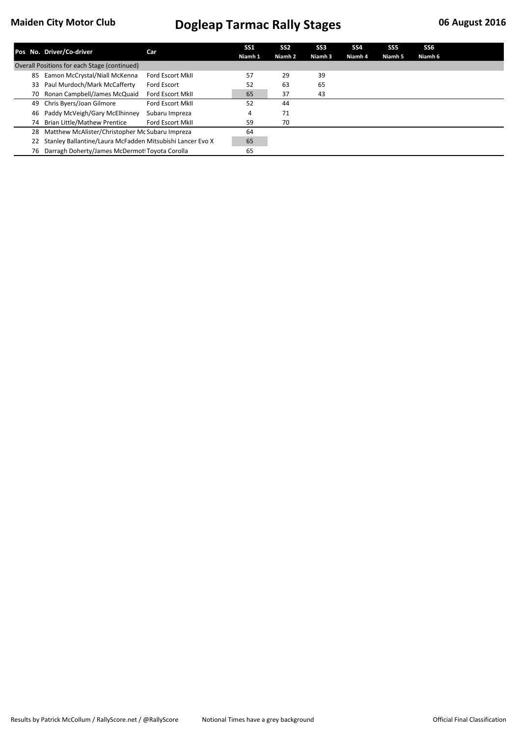# Maiden City Motor Club

## Dogleap Tarmac Rally Stages

**06 August 2016**

| Pos | No. | Driver/Co-driver | Car | SS1 Niamh 1 | SS2 Niamh 2 | SS3 Niamh 3 | SS4 Niamh 4 | SS5 Niamh 5 | SS6 Niamh 6 |
|---|---|---|---|---|---|---|---|---|---|
| Overall Positions for each Stage (continued) | | | | | | | | | |
| | 85 | Eamon McCrystal/Niall McKenna | Ford Escort MkII | 57 | 29 | 39 | | | |
| | 33 | Paul Murdoch/Mark McCafferty | Ford Escort | 52 | 63 | 65 | | | |
| | 70 | Ronan Campbell/James McQuaid | Ford Escort MkII | 65 | 37 | 43 | | | |
| | 49 | Chris Byers/Joan Gilmore | Ford Escort MkII | 52 | 44 | | | | |
| | 46 | Paddy McVeigh/Gary McElhinney | Subaru Impreza | 4 | 71 | | | | |
| | 74 | Brian Little/Mathew Prentice | Ford Escort MkII | 59 | 70 | | | | |
| | 28 | Matthew McAlister/Christopher Mc | Subaru Impreza | 64 | | | | | |
| | 22 | Stanley Ballantine/Laura McFadden | Mitsubishi Lancer Evo X | 65 | | | | | |
| | 76 | Darragh Doherty/James McDermott | Toyota Corolla | 65 | | | | | |

Results by Patrick McCollum / RallyScore.net / @RallyScore    Notional Times have a grey background    Official Final Classification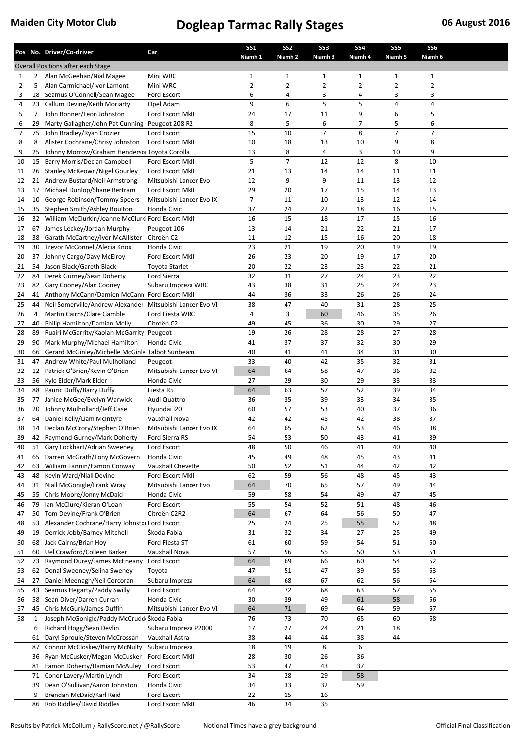# Maiden City Motor Club — Dogleap Tarmac Rally Stages — 06 August 2016

| Pos | No. | Driver/Co-driver | Car | SS1 Niamh 1 | SS2 Niamh 2 | SS3 Niamh 3 | SS4 Niamh 4 | SS5 Niamh 5 | SS6 Niamh 6 |
|---|---|---|---|---|---|---|---|---|---|
| Overall Positions after each Stage | | | | | | | | | |
| 1 | 2 | Alan McGeehan/Nial Magee | Mini WRC | 1 | 1 | 1 | 1 | 1 | 1 |
| 2 | 5 | Alan Carmichael/Ivor Lamont | Mini WRC | 2 | 2 | 2 | 2 | 2 | 2 |
| 3 | 18 | Seamus O'Connell/Sean Magee | Ford Escort | 6 | 4 | 3 | 4 | 3 | 3 |
| 4 | 23 | Callum Devine/Keith Moriarty | Opel Adam | 9 | 6 | 5 | 5 | 4 | 4 |
| 5 | 7 | John Bonner/Leon Johnston | Ford Escort MkII | 24 | 17 | 11 | 9 | 6 | 5 |
| 6 | 29 | Marty Gallagher/John Pat Cunning | Peugeot 208 R2 | 8 | 5 | 6 | 7 | 5 | 6 |
| 7 | 75 | John Bradley/Ryan Crozier | Ford Escort | 15 | 10 | 7 | 8 | 7 | 7 |
| 8 | 8 | Alister Cochrane/Chrisy Johnston | Ford Escort MkII | 10 | 18 | 13 | 10 | 9 | 8 |
| 9 | 25 | Johnny Morrow/Graham Henderson | Toyota Corolla | 13 | 8 | 4 | 3 | 10 | 9 |
| 10 | 15 | Barry Morris/Declan Campbell | Ford Escort MkII | 5 | 7 | 12 | 12 | 8 | 10 |
| 11 | 26 | Stanley McKeown/Nigel Gourley | Ford Escort MkII | 21 | 13 | 14 | 14 | 11 | 11 |
| 12 | 21 | Andrew Bustard/Neil Armstrong | Mitsubishi Lancer Evo | 12 | 9 | 9 | 11 | 13 | 12 |
| 13 | 17 | Michael Dunlop/Shane Bertram | Ford Escort MkII | 29 | 20 | 17 | 15 | 14 | 13 |
| 14 | 10 | George Robinson/Tommy Speers | Mitsubishi Lancer Evo IX | 7 | 11 | 10 | 13 | 12 | 14 |
| 15 | 35 | Stephen Smith/Ashley Boulton | Honda Civic | 37 | 24 | 22 | 18 | 16 | 15 |
| 16 | 32 | William McClurkin/Joanne McClurki | Ford Escort MkII | 16 | 15 | 18 | 17 | 15 | 16 |
| 17 | 67 | James Leckey/Jordan Murphy | Peugeot 106 | 13 | 14 | 21 | 22 | 21 | 17 |
| 18 | 38 | Garath McCartney/Ivor McAllister | Citroën C2 | 11 | 12 | 15 | 16 | 20 | 18 |
| 19 | 30 | Trevor McConnell/Alecia Knox | Honda Civic | 23 | 21 | 19 | 20 | 19 | 19 |
| 20 | 37 | Johnny Cargo/Davy McElroy | Ford Escort MkII | 26 | 23 | 20 | 19 | 17 | 20 |
| 21 | 54 | Jason Black/Gareth Black | Toyota Starlet | 20 | 22 | 23 | 23 | 22 | 21 |
| 22 | 84 | Derek Gurney/Sean Doherty | Ford Sierra | 32 | 31 | 27 | 24 | 23 | 22 |
| 23 | 82 | Gary Cooney/Alan Cooney | Subaru Impreza WRC | 43 | 38 | 31 | 25 | 24 | 23 |
| 24 | 41 | Anthony McCann/Damien McCann | Ford Escort MkII | 44 | 36 | 33 | 26 | 26 | 24 |
| 25 | 44 | Neil Somerville/Andrew Alexander | Mitsubishi Lancer Evo VI | 38 | 47 | 40 | 31 | 28 | 25 |
| 26 | 4 | Martin Cairns/Clare Gamble | Ford Fiesta WRC | 4 | 3 | 60 | 46 | 35 | 26 |
| 27 | 40 | Philip Hamilton/Damian Melly | Citroën C2 | 49 | 45 | 36 | 30 | 29 | 27 |
| 28 | 89 | Ruairi McGarrity/Kaolan McGarrity | Peugeot | 19 | 26 | 28 | 28 | 27 | 28 |
| 29 | 90 | Mark Murphy/Michael Hamilton | Honda Civic | 41 | 37 | 37 | 32 | 30 | 29 |
| 30 | 66 | Gerard McGinley/Michelle McGinle | Talbot Sunbeam | 40 | 41 | 41 | 34 | 31 | 30 |
| 31 | 47 | Andrew White/Paul Mulholland | Peugeot | 33 | 40 | 42 | 35 | 32 | 31 |
| 32 | 12 | Patrick O'Brien/Kevin O'Brien | Mitsubishi Lancer Evo VI | 64 | 64 | 58 | 47 | 36 | 32 |
| 33 | 56 | Kyle Elder/Mark Elder | Honda Civic | 27 | 29 | 30 | 29 | 33 | 33 |
| 34 | 88 | Pauric Duffy/Barry Duffy | Fiesta R5 | 64 | 63 | 57 | 52 | 39 | 34 |
| 35 | 77 | Janice McGee/Evelyn Warwick | Audi Quattro | 36 | 35 | 39 | 33 | 34 | 35 |
| 36 | 20 | Johnny Mulholland/Jeff Case | Hyundai i20 | 60 | 57 | 53 | 40 | 37 | 36 |
| 37 | 64 | Daniel Kelly/Liam McIntyre | Vauxhall Nova | 42 | 42 | 45 | 42 | 38 | 37 |
| 38 | 14 | Declan McCrory/Stephen O'Brien | Mitsubishi Lancer Evo IX | 64 | 65 | 62 | 53 | 46 | 38 |
| 39 | 42 | Raymond Gurney/Mark Doherty | Ford Sierra RS | 54 | 53 | 50 | 43 | 41 | 39 |
| 40 | 51 | Gary Lockhart/Adrian Sweeney | Ford Escort | 48 | 50 | 46 | 41 | 40 | 40 |
| 41 | 65 | Darren McGrath/Tony McGovern | Honda Civic | 45 | 49 | 48 | 45 | 43 | 41 |
| 42 | 63 | William Fannin/Eamon Conway | Vauxhall Chevette | 50 | 52 | 51 | 44 | 42 | 42 |
| 43 | 48 | Kevin Ward/Niall Devine | Ford Escort MkII | 62 | 59 | 56 | 48 | 45 | 43 |
| 44 | 31 | Niall McGonigle/Frank Wray | Mitsubishi Lancer Evo | 64 | 70 | 65 | 57 | 49 | 44 |
| 45 | 55 | Chris Moore/Jonny McDaid | Honda Civic | 59 | 58 | 54 | 49 | 47 | 45 |
| 46 | 79 | Ian McClure/Kieran O'Loan | Ford Escort | 55 | 54 | 52 | 51 | 48 | 46 |
| 47 | 50 | Tom Devine/Frank O'Brien | Citroën C2R2 | 64 | 67 | 64 | 56 | 50 | 47 |
| 48 | 53 | Alexander Cochrane/Harry Johnston | Ford Escort | 25 | 24 | 25 | 55 | 52 | 48 |
| 49 | 19 | Derrick Jobb/Barney Mitchell | Škoda Fabia | 31 | 32 | 34 | 27 | 25 | 49 |
| 50 | 68 | Jack Cairns/Brian Hoy | Ford Fiesta ST | 61 | 60 | 59 | 54 | 51 | 50 |
| 51 | 60 | Uel Crawford/Colleen Barker | Vauxhall Nova | 57 | 56 | 55 | 50 | 53 | 51 |
| 52 | 73 | Raymond Durey/James McEneany | Ford Escort | 64 | 69 | 66 | 60 | 54 | 52 |
| 53 | 62 | Donal Sweeney/Selina Sweeney | Toyota | 47 | 51 | 47 | 39 | 55 | 53 |
| 54 | 27 | Daniel Meenagh/Neil Corcoran | Subaru Impreza | 64 | 68 | 67 | 62 | 56 | 54 |
| 55 | 43 | Seamus Hegarty/Paddy Swilly | Ford Escort | 64 | 72 | 68 | 63 | 57 | 55 |
| 56 | 58 | Sean Diver/Darren Curran | Honda Civic | 30 | 39 | 49 | 61 | 58 | 56 |
| 57 | 45 | Chris McGurk/James Duffin | Mitsubishi Lancer Evo VI | 64 | 71 | 69 | 64 | 59 | 57 |
| 58 | 1 | Joseph McGonigle/Paddy McCrudde | Škoda Fabia | 76 | 73 | 70 | 65 | 60 | 58 |
| | 6 | Richard Hogg/Sean Devlin | Subaru Impreza P2000 | 17 | 27 | 24 | 21 | 18 | |
| | 61 | Daryl Sproule/Steven McCrossan | Vauxhall Astra | 38 | 44 | 44 | 38 | 44 | |
| | 87 | Connor McCloskey/Barry McNulty | Subaru Impreza | 18 | 19 | 8 | 6 | | |
| | 36 | Ryan McCusker/Megan McCusker | Ford Escort MkII | 28 | 30 | 26 | 36 | | |
| | 81 | Eamon Doherty/Damian McAuley | Ford Escort | 53 | 47 | 43 | 37 | | |
| | 71 | Conor Lavery/Martin Lynch | Ford Escort | 34 | 28 | 29 | 58 | | |
| | 39 | Dean O'Sullivan/Aaron Johnston | Honda Civic | 34 | 33 | 32 | 59 | | |
| | 9 | Brendan McDaid/Karl Reid | Ford Escort | 22 | 15 | 16 | | | |
| | 86 | Rob Riddles/David Riddles | Ford Escort MkII | 46 | 34 | 35 | | | |

Results by Patrick McCollum / RallyScore.net / @RallyScore — Notional Times have a grey background — Official Final Classification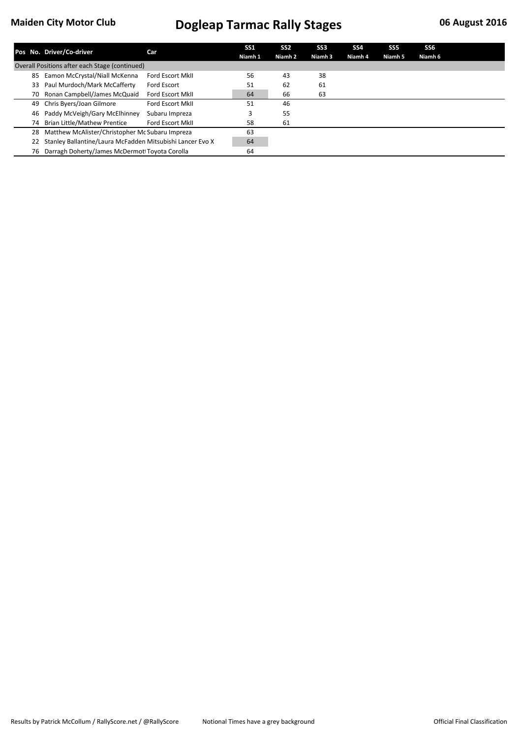# Maiden City Motor Club

# Dogleap Tarmac Rally Stages

**06 August 2016**

| Pos | No. | Driver/Co-driver | Car | SS1 Niamh 1 | SS2 Niamh 2 | SS3 Niamh 3 | SS4 Niamh 4 | SS5 Niamh 5 | SS6 Niamh 6 |
|---|---|---|---|---|---|---|---|---|---|
| Overall Positions after each Stage (continued) | | | | | | | | | |
| | 85 | Eamon McCrystal/Niall McKenna | Ford Escort MkII | 56 | 43 | 38 | | | |
| | 33 | Paul Murdoch/Mark McCafferty | Ford Escort | 51 | 62 | 61 | | | |
| | 70 | Ronan Campbell/James McQuaid | Ford Escort MkII | 64 | 66 | 63 | | | |
| | 49 | Chris Byers/Joan Gilmore | Ford Escort MkII | 51 | 46 | | | | |
| | 46 | Paddy McVeigh/Gary McElhinney | Subaru Impreza | 3 | 55 | | | | |
| | 74 | Brian Little/Mathew Prentice | Ford Escort MkII | 58 | 61 | | | | |
| | 28 | Matthew McAlister/Christopher Mc | Subaru Impreza | 63 | | | | | |
| | 22 | Stanley Ballantine/Laura McFadden | Mitsubishi Lancer Evo X | 64 | | | | | |
| | 76 | Darragh Doherty/James McDermott | Toyota Corolla | 64 | | | | | |

Results by Patrick McCollum / RallyScore.net / @RallyScore    Notional Times have a grey background    Official Final Classification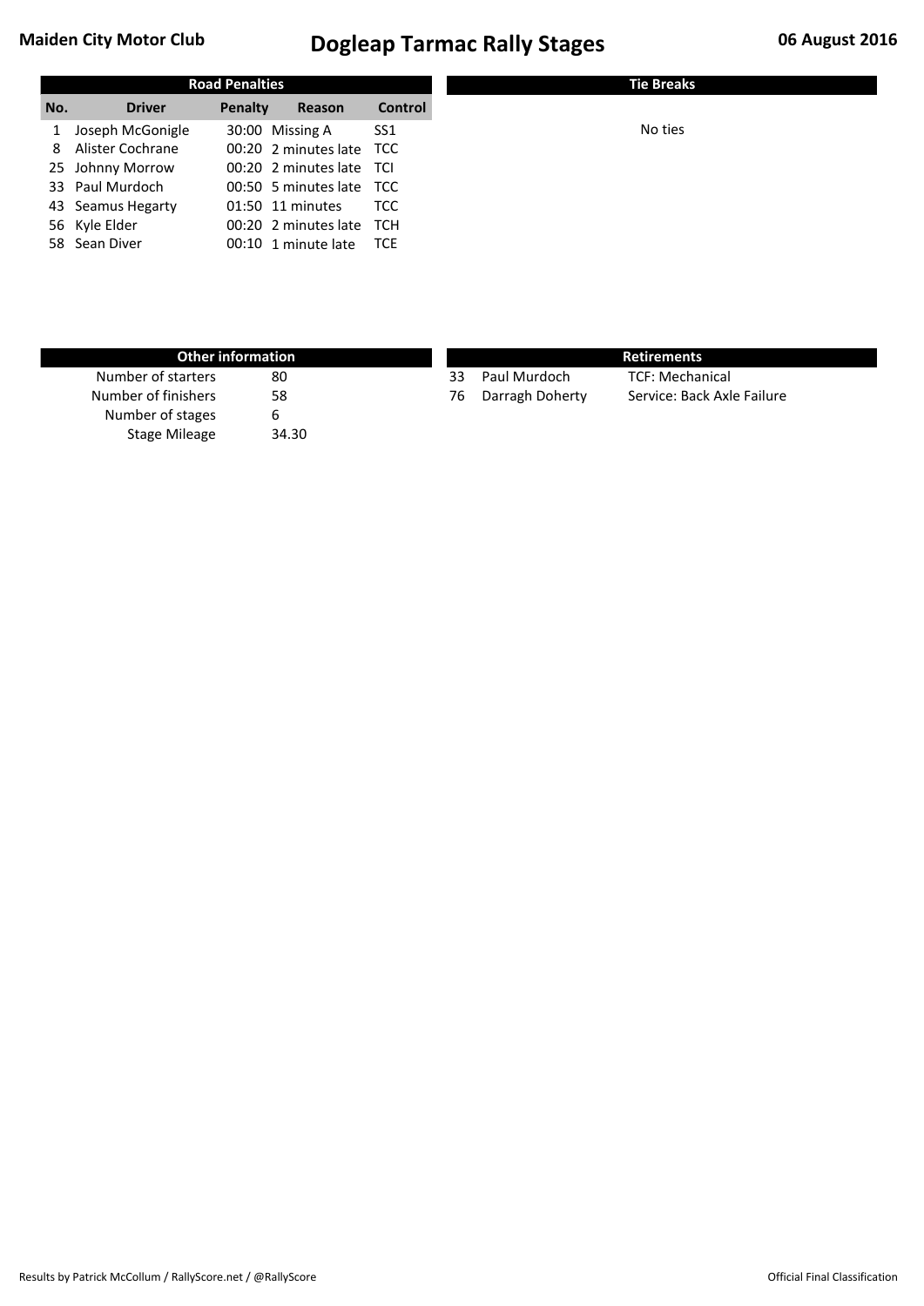Maiden City Motor Club

# Dogleap Tarmac Rally Stages

06 August 2016

## Road Penalties

| No. | Driver | Penalty | Reason | Control |
|---|---|---|---|---|
| 1 | Joseph McGonigle | 30:00 | Missing A | SS1 |
| 8 | Alister Cochrane | 00:20 | 2 minutes late | TCC |
| 25 | Johnny Morrow | 00:20 | 2 minutes late | TCI |
| 33 | Paul Murdoch | 00:50 | 5 minutes late | TCC |
| 43 | Seamus Hegarty | 01:50 | 11 minutes | TCC |
| 56 | Kyle Elder | 00:20 | 2 minutes late | TCH |
| 58 | Sean Diver | 00:10 | 1 minute late | TCE |

## Tie Breaks

No ties

## Other information

| | |
|---|---|
| Number of starters | 80 |
| Number of finishers | 58 |
| Number of stages | 6 |
| Stage Mileage | 34.30 |

## Retirements

| No. | Driver | Reason |
|---|---|---|
| 33 | Paul Murdoch | TCF: Mechanical |
| 76 | Darragh Doherty | Service: Back Axle Failure |

Results by Patrick McCollum / RallyScore.net / @RallyScore

Official Final Classification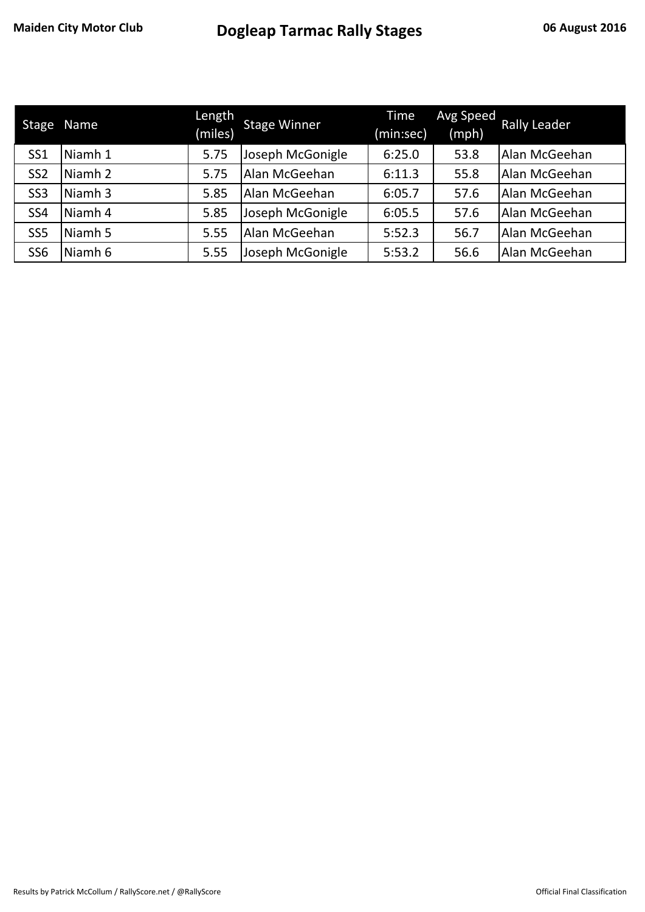Maiden City Motor Club

# Dogleap Tarmac Rally Stages

06 August 2016

| Stage | Name | Length (miles) | Stage Winner | Time (min:sec) | Avg Speed (mph) | Rally Leader |
|---|---|---|---|---|---|---|
| SS1 | Niamh 1 | 5.75 | Joseph McGonigle | 6:25.0 | 53.8 | Alan McGeehan |
| SS2 | Niamh 2 | 5.75 | Alan McGeehan | 6:11.3 | 55.8 | Alan McGeehan |
| SS3 | Niamh 3 | 5.85 | Alan McGeehan | 6:05.7 | 57.6 | Alan McGeehan |
| SS4 | Niamh 4 | 5.85 | Joseph McGonigle | 6:05.5 | 57.6 | Alan McGeehan |
| SS5 | Niamh 5 | 5.55 | Alan McGeehan | 5:52.3 | 56.7 | Alan McGeehan |
| SS6 | Niamh 6 | 5.55 | Joseph McGonigle | 5:53.2 | 56.6 | Alan McGeehan |

Results by Patrick McCollum / RallyScore.net / @RallyScore

Official Final Classification